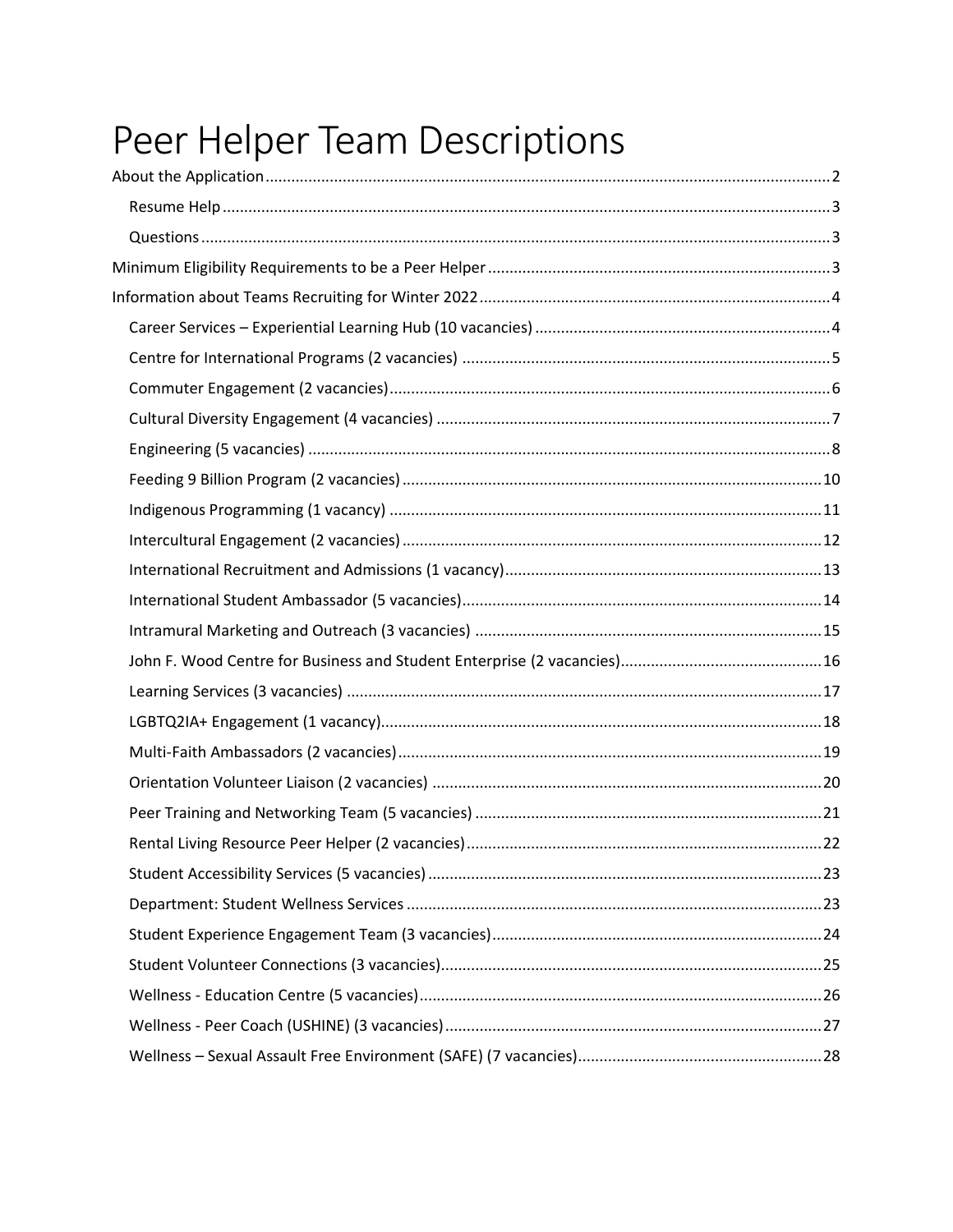# Peer Helper Team Descriptions

- About the Application ..... 2
  - Resume Help ..... 3
  - Questions ..... 3
- Minimum Eligibility Requirements to be a Peer Helper ..... 3
- Information about Teams Recruiting for Winter 2022 ..... 4
  - Career Services – Experiential Learning Hub (10 vacancies) ..... 4
  - Centre for International Programs (2 vacancies) ..... 5
  - Commuter Engagement (2 vacancies) ..... 6
  - Cultural Diversity Engagement (4 vacancies) ..... 7
  - Engineering (5 vacancies) ..... 8
  - Feeding 9 Billion Program (2 vacancies) ..... 10
  - Indigenous Programming (1 vacancy) ..... 11
  - Intercultural Engagement (2 vacancies) ..... 12
  - International Recruitment and Admissions (1 vacancy) ..... 13
  - International Student Ambassador (5 vacancies) ..... 14
  - Intramural Marketing and Outreach (3 vacancies) ..... 15
  - John F. Wood Centre for Business and Student Enterprise (2 vacancies) ..... 16
  - Learning Services (3 vacancies) ..... 17
  - LGBTQ2IA+ Engagement (1 vacancy) ..... 18
  - Multi-Faith Ambassadors (2 vacancies) ..... 19
  - Orientation Volunteer Liaison (2 vacancies) ..... 20
  - Peer Training and Networking Team (5 vacancies) ..... 21
  - Rental Living Resource Peer Helper (2 vacancies) ..... 22
  - Student Accessibility Services (5 vacancies) ..... 23
  - Department: Student Wellness Services ..... 23
  - Student Experience Engagement Team (3 vacancies) ..... 24
  - Student Volunteer Connections (3 vacancies) ..... 25
  - Wellness - Education Centre (5 vacancies) ..... 26
  - Wellness - Peer Coach (USHINE) (3 vacancies) ..... 27
  - Wellness – Sexual Assault Free Environment (SAFE) (7 vacancies) ..... 28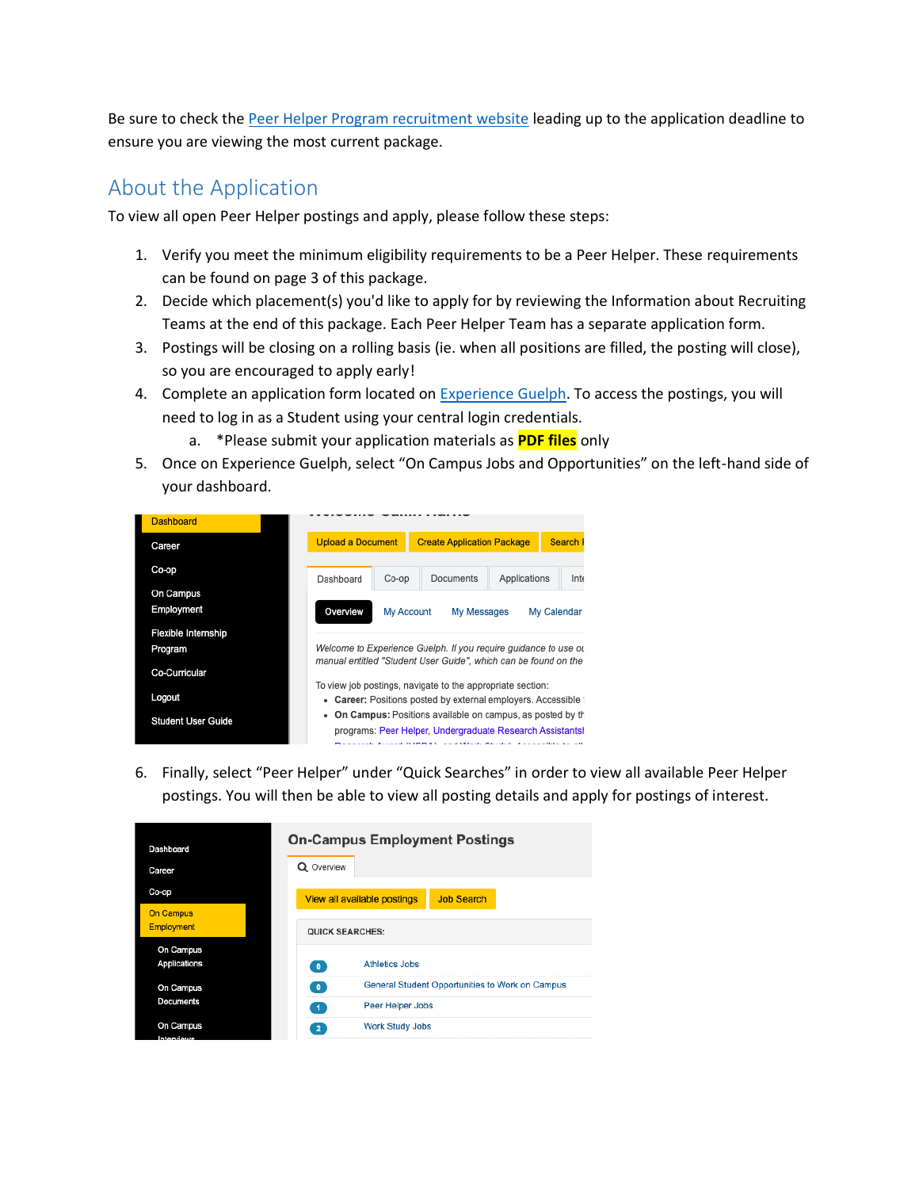Be sure to check the Peer Helper Program recruitment website leading up to the application deadline to ensure you are viewing the most current package.

## About the Application

To view all open Peer Helper postings and apply, please follow these steps:

1. Verify you meet the minimum eligibility requirements to be a Peer Helper. These requirements can be found on page 3 of this package.
2. Decide which placement(s) you'd like to apply for by reviewing the Information about Recruiting Teams at the end of this package. Each Peer Helper Team has a separate application form.
3. Postings will be closing on a rolling basis (ie. when all positions are filled, the posting will close), so you are encouraged to apply early!
4. Complete an application form located on Experience Guelph. To access the postings, you will need to log in as a Student using your central login credentials.
   a. *Please submit your application materials as **PDF files** only
5. Once on Experience Guelph, select “On Campus Jobs and Opportunities” on the left-hand side of your dashboard.
6. Finally, select “Peer Helper” under “Quick Searches” in order to view all available Peer Helper postings. You will then be able to view all posting details and apply for postings of interest.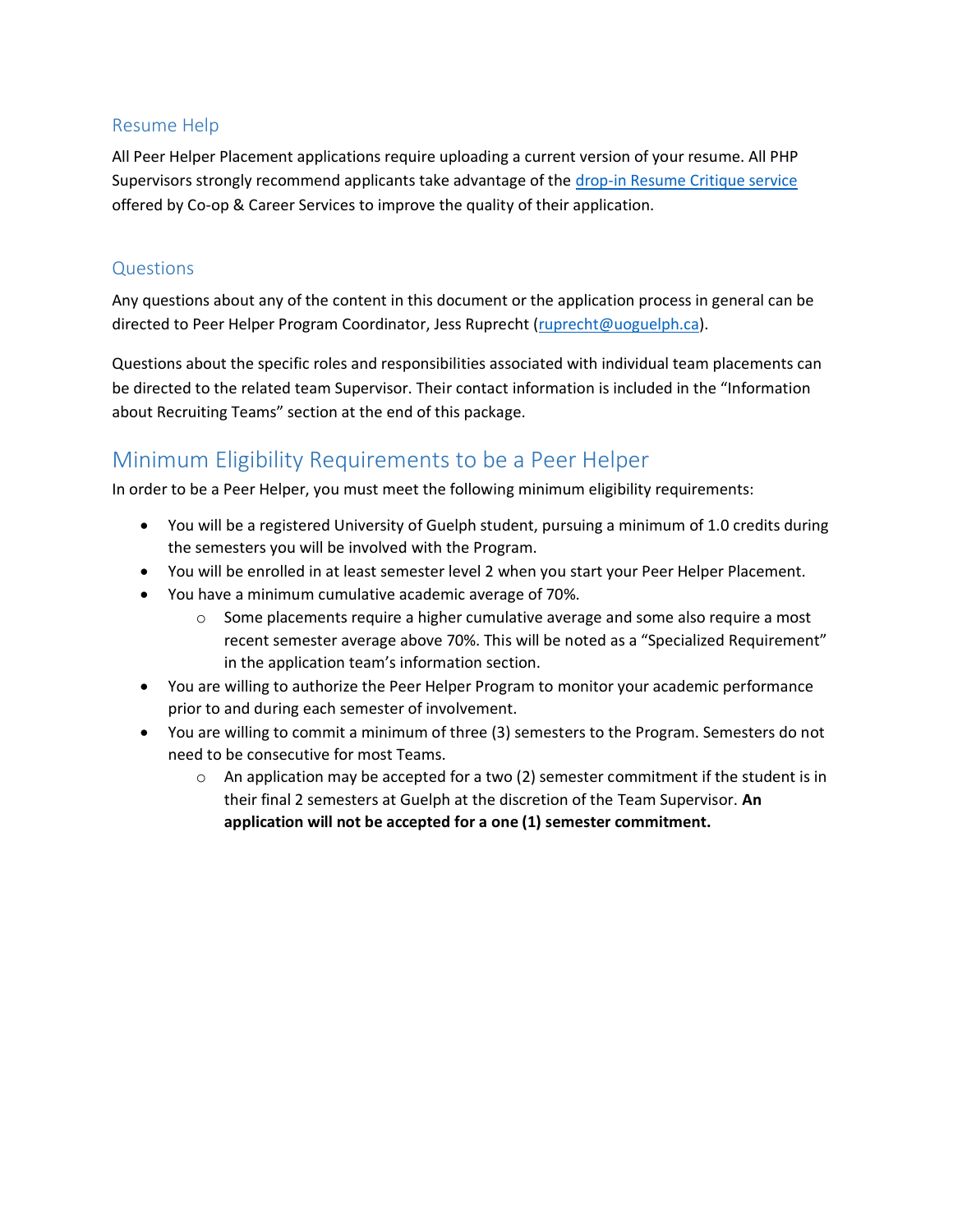### Resume Help

All Peer Helper Placement applications require uploading a current version of your resume. All PHP Supervisors strongly recommend applicants take advantage of the [drop-in Resume Critique service](drop-in Resume Critique service) offered by Co-op & Career Services to improve the quality of their application.

### Questions

Any questions about any of the content in this document or the application process in general can be directed to Peer Helper Program Coordinator, Jess Ruprecht (ruprecht@uoguelph.ca).

Questions about the specific roles and responsibilities associated with individual team placements can be directed to the related team Supervisor. Their contact information is included in the "Information about Recruiting Teams" section at the end of this package.

## Minimum Eligibility Requirements to be a Peer Helper

In order to be a Peer Helper, you must meet the following minimum eligibility requirements:

- You will be a registered University of Guelph student, pursuing a minimum of 1.0 credits during the semesters you will be involved with the Program.
- You will be enrolled in at least semester level 2 when you start your Peer Helper Placement.
- You have a minimum cumulative academic average of 70%.
  - Some placements require a higher cumulative average and some also require a most recent semester average above 70%. This will be noted as a "Specialized Requirement" in the application team's information section.
- You are willing to authorize the Peer Helper Program to monitor your academic performance prior to and during each semester of involvement.
- You are willing to commit a minimum of three (3) semesters to the Program. Semesters do not need to be consecutive for most Teams.
  - An application may be accepted for a two (2) semester commitment if the student is in their final 2 semesters at Guelph at the discretion of the Team Supervisor. **An application will not be accepted for a one (1) semester commitment.**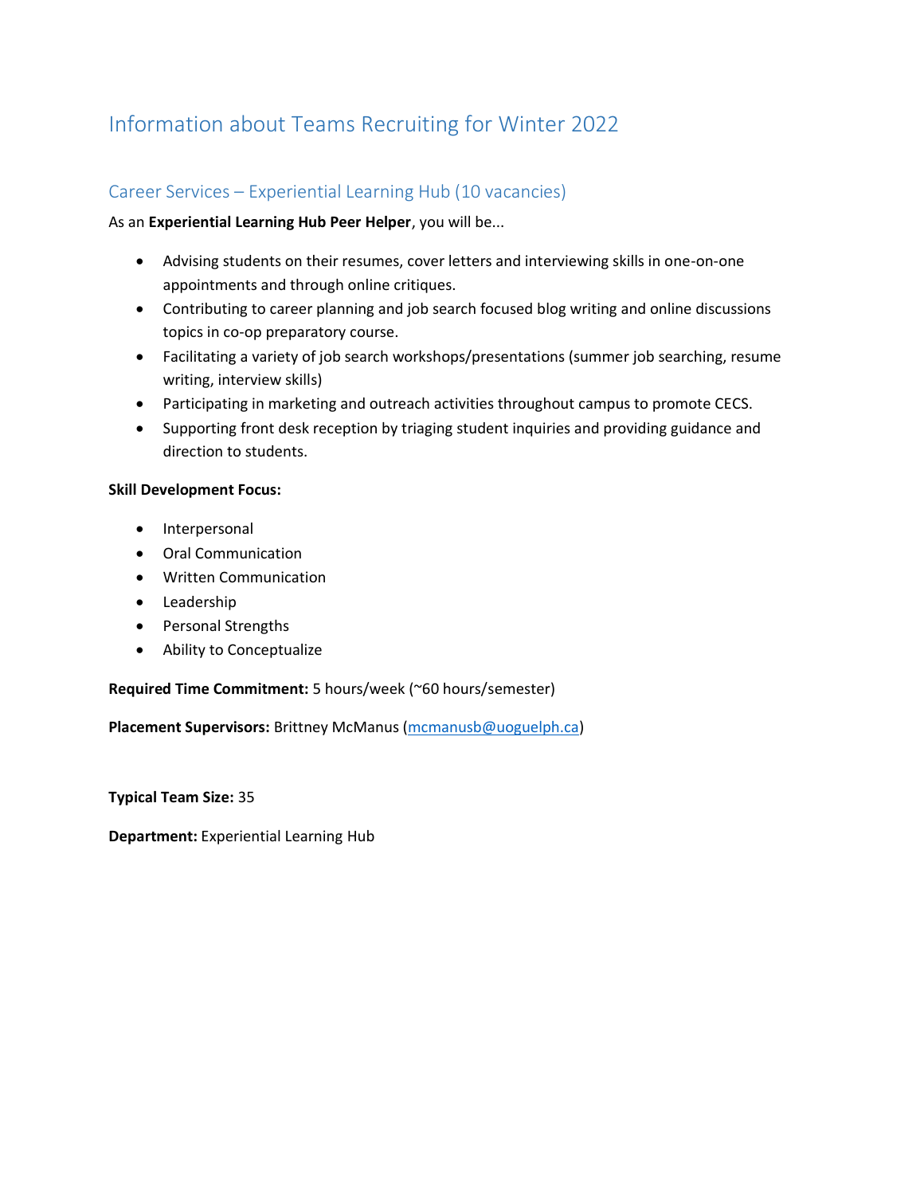# Information about Teams Recruiting for Winter 2022

## Career Services – Experiential Learning Hub (10 vacancies)

As an **Experiential Learning Hub Peer Helper**, you will be...

- Advising students on their resumes, cover letters and interviewing skills in one-on-one appointments and through online critiques.
- Contributing to career planning and job search focused blog writing and online discussions topics in co-op preparatory course.
- Facilitating a variety of job search workshops/presentations (summer job searching, resume writing, interview skills)
- Participating in marketing and outreach activities throughout campus to promote CECS.
- Supporting front desk reception by triaging student inquiries and providing guidance and direction to students.

**Skill Development Focus:**

- Interpersonal
- Oral Communication
- Written Communication
- Leadership
- Personal Strengths
- Ability to Conceptualize

**Required Time Commitment:** 5 hours/week (~60 hours/semester)

**Placement Supervisors:** Brittney McManus (mcmanusb@uoguelph.ca)

**Typical Team Size:** 35

**Department:** Experiential Learning Hub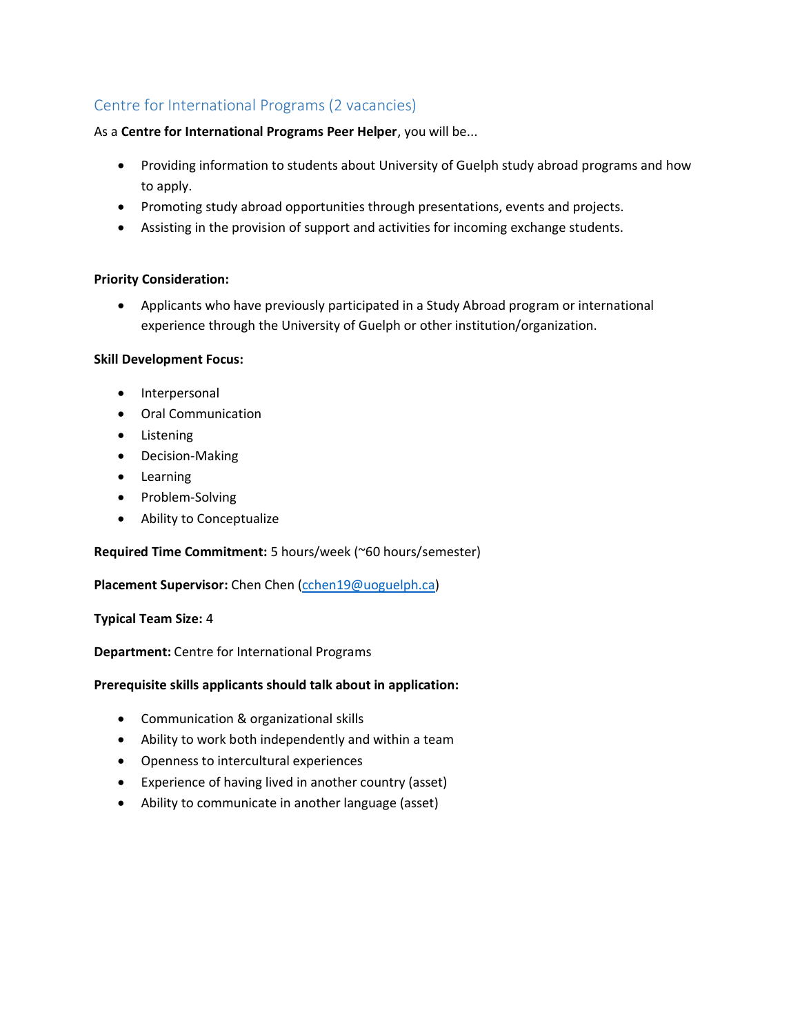## Centre for International Programs (2 vacancies)

As a **Centre for International Programs Peer Helper**, you will be...

- Providing information to students about University of Guelph study abroad programs and how to apply.
- Promoting study abroad opportunities through presentations, events and projects.
- Assisting in the provision of support and activities for incoming exchange students.

**Priority Consideration:**

- Applicants who have previously participated in a Study Abroad program or international experience through the University of Guelph or other institution/organization.

**Skill Development Focus:**

- Interpersonal
- Oral Communication
- Listening
- Decision-Making
- Learning
- Problem-Solving
- Ability to Conceptualize

**Required Time Commitment:** 5 hours/week (~60 hours/semester)

**Placement Supervisor:** Chen Chen (cchen19@uoguelph.ca)

**Typical Team Size:** 4

**Department:** Centre for International Programs

**Prerequisite skills applicants should talk about in application:**

- Communication & organizational skills
- Ability to work both independently and within a team
- Openness to intercultural experiences
- Experience of having lived in another country (asset)
- Ability to communicate in another language (asset)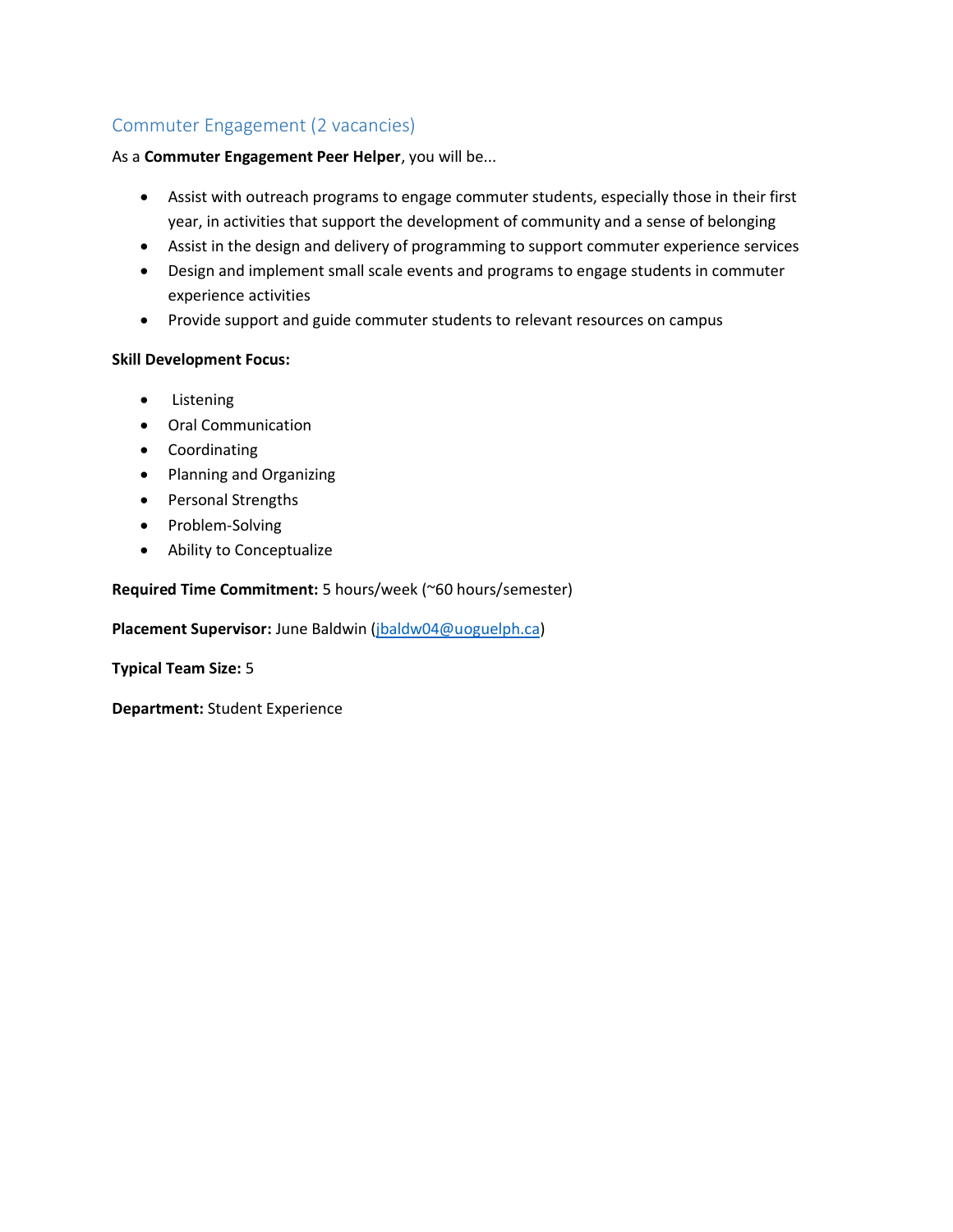## Commuter Engagement (2 vacancies)

As a **Commuter Engagement Peer Helper**, you will be...

- Assist with outreach programs to engage commuter students, especially those in their first year, in activities that support the development of community and a sense of belonging
- Assist in the design and delivery of programming to support commuter experience services
- Design and implement small scale events and programs to engage students in commuter experience activities
- Provide support and guide commuter students to relevant resources on campus

**Skill Development Focus:**

- Listening
- Oral Communication
- Coordinating
- Planning and Organizing
- Personal Strengths
- Problem-Solving
- Ability to Conceptualize

**Required Time Commitment:** 5 hours/week (~60 hours/semester)

**Placement Supervisor:** June Baldwin (jbaldw04@uoguelph.ca)

**Typical Team Size:** 5

**Department:** Student Experience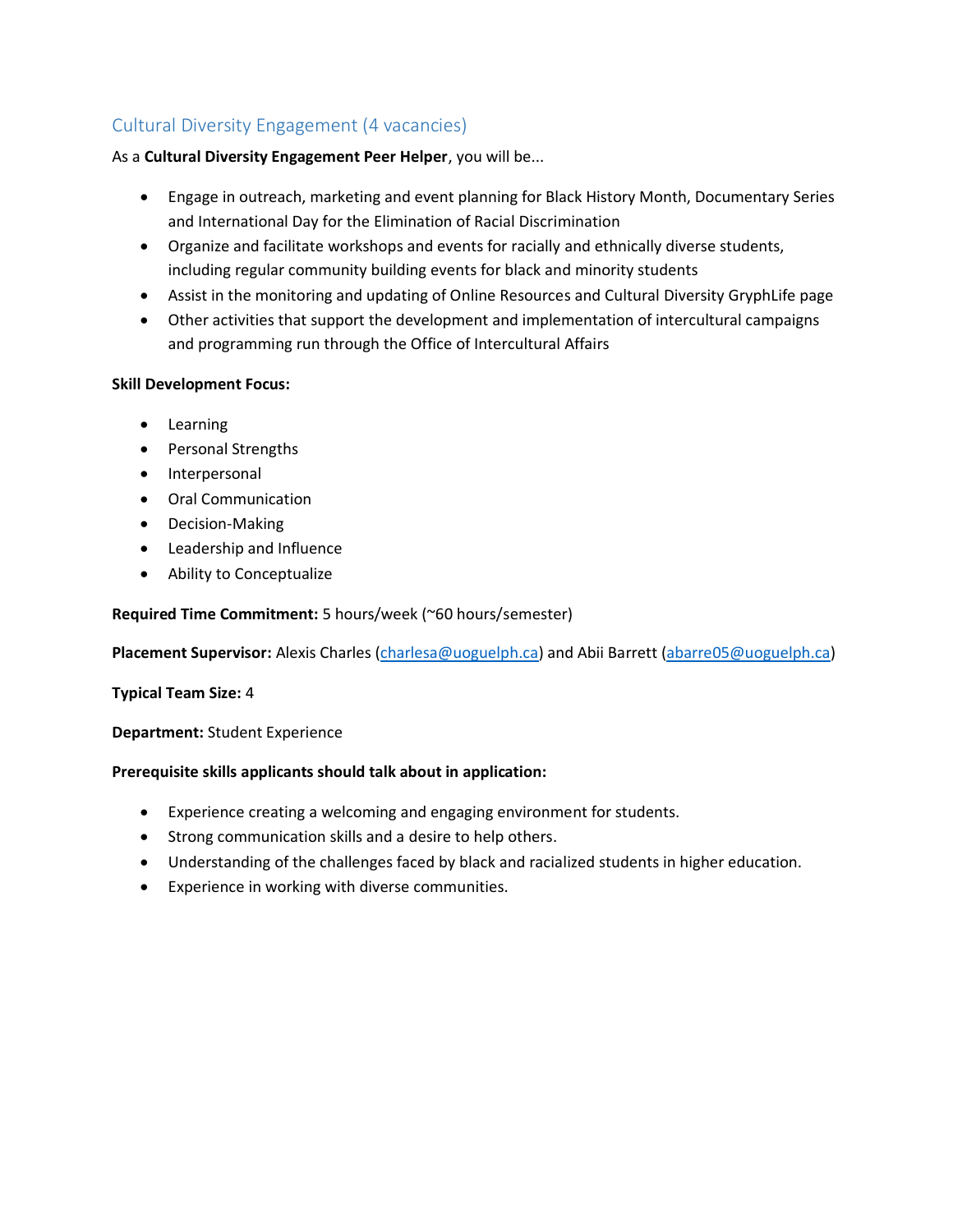## Cultural Diversity Engagement (4 vacancies)

As a **Cultural Diversity Engagement Peer Helper**, you will be...

- Engage in outreach, marketing and event planning for Black History Month, Documentary Series and International Day for the Elimination of Racial Discrimination
- Organize and facilitate workshops and events for racially and ethnically diverse students, including regular community building events for black and minority students
- Assist in the monitoring and updating of Online Resources and Cultural Diversity GryphLife page
- Other activities that support the development and implementation of intercultural campaigns and programming run through the Office of Intercultural Affairs

**Skill Development Focus:**

- Learning
- Personal Strengths
- Interpersonal
- Oral Communication
- Decision-Making
- Leadership and Influence
- Ability to Conceptualize

**Required Time Commitment:** 5 hours/week (~60 hours/semester)

**Placement Supervisor:** Alexis Charles (charlesa@uoguelph.ca) and Abii Barrett (abarre05@uoguelph.ca)

**Typical Team Size:** 4

**Department:** Student Experience

**Prerequisite skills applicants should talk about in application:**

- Experience creating a welcoming and engaging environment for students.
- Strong communication skills and a desire to help others.
- Understanding of the challenges faced by black and racialized students in higher education.
- Experience in working with diverse communities.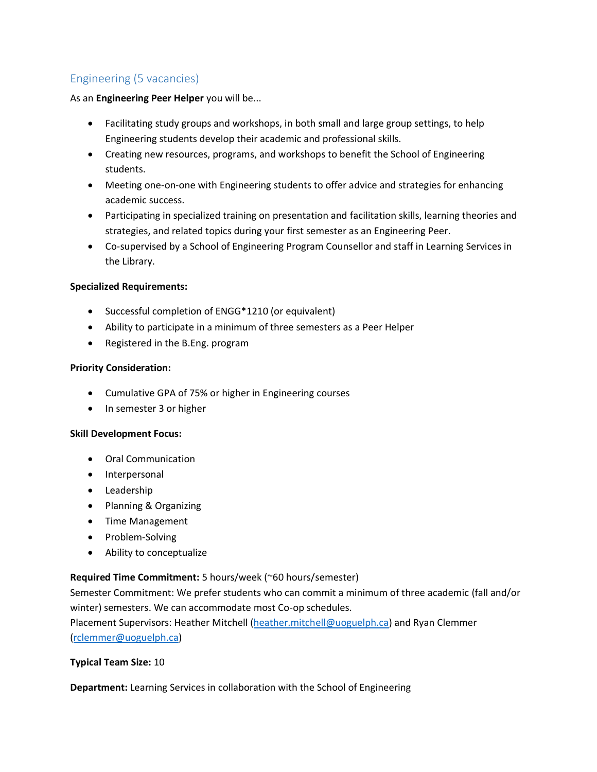## Engineering (5 vacancies)

As an **Engineering Peer Helper** you will be...

- Facilitating study groups and workshops, in both small and large group settings, to help Engineering students develop their academic and professional skills.
- Creating new resources, programs, and workshops to benefit the School of Engineering students.
- Meeting one-on-one with Engineering students to offer advice and strategies for enhancing academic success.
- Participating in specialized training on presentation and facilitation skills, learning theories and strategies, and related topics during your first semester as an Engineering Peer.
- Co-supervised by a School of Engineering Program Counsellor and staff in Learning Services in the Library.

**Specialized Requirements:**

- Successful completion of ENGG*1210 (or equivalent)
- Ability to participate in a minimum of three semesters as a Peer Helper
- Registered in the B.Eng. program

**Priority Consideration:**

- Cumulative GPA of 75% or higher in Engineering courses
- In semester 3 or higher

**Skill Development Focus:**

- Oral Communication
- Interpersonal
- Leadership
- Planning & Organizing
- Time Management
- Problem-Solving
- Ability to conceptualize

**Required Time Commitment:** 5 hours/week (~60 hours/semester)
Semester Commitment: We prefer students who can commit a minimum of three academic (fall and/or winter) semesters. We can accommodate most Co-op schedules.
Placement Supervisors: Heather Mitchell (heather.mitchell@uoguelph.ca) and Ryan Clemmer (rclemmer@uoguelph.ca)

**Typical Team Size:** 10

**Department:** Learning Services in collaboration with the School of Engineering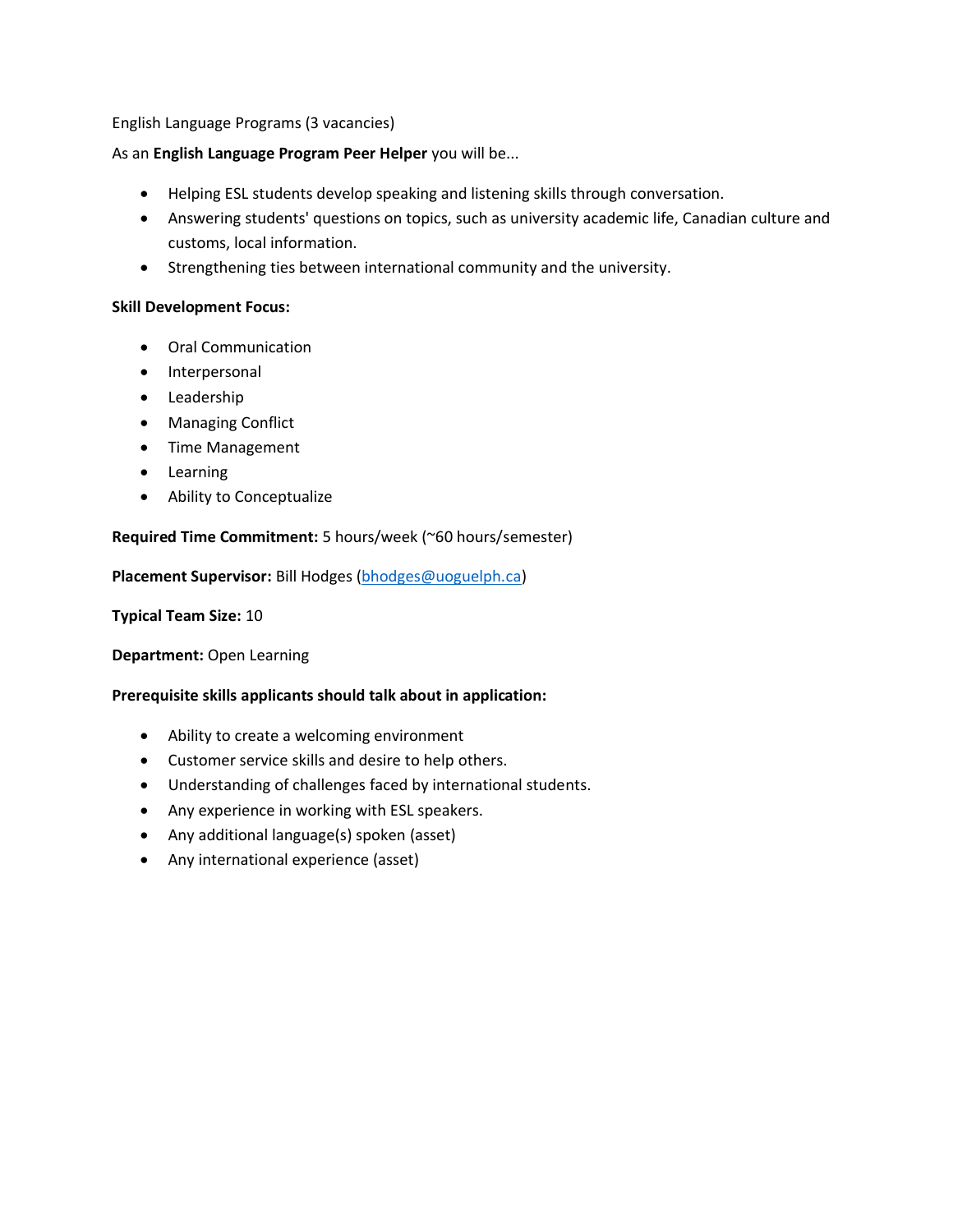English Language Programs (3 vacancies)

As an **English Language Program Peer Helper** you will be...

- Helping ESL students develop speaking and listening skills through conversation.
- Answering students' questions on topics, such as university academic life, Canadian culture and customs, local information.
- Strengthening ties between international community and the university.

**Skill Development Focus:**

- Oral Communication
- Interpersonal
- Leadership
- Managing Conflict
- Time Management
- Learning
- Ability to Conceptualize

**Required Time Commitment:** 5 hours/week (~60 hours/semester)

**Placement Supervisor:** Bill Hodges (bhodges@uoguelph.ca)

**Typical Team Size:** 10

**Department:** Open Learning

**Prerequisite skills applicants should talk about in application:**

- Ability to create a welcoming environment
- Customer service skills and desire to help others.
- Understanding of challenges faced by international students.
- Any experience in working with ESL speakers.
- Any additional language(s) spoken (asset)
- Any international experience (asset)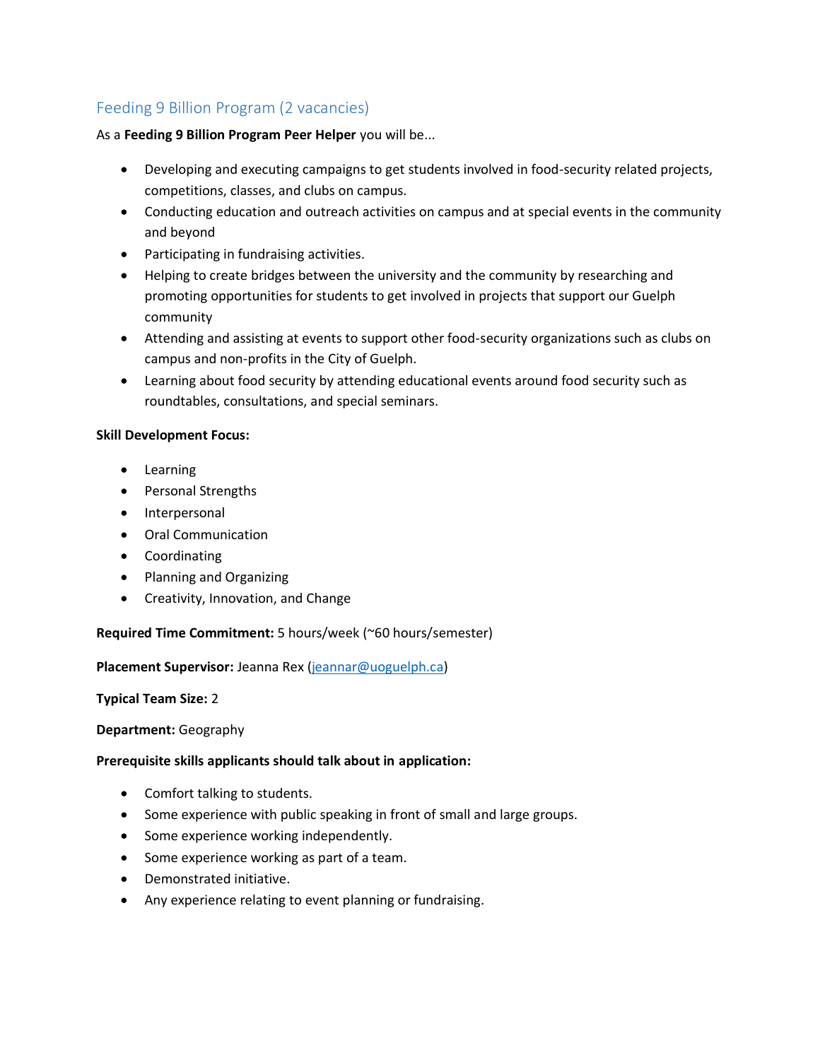## Feeding 9 Billion Program (2 vacancies)

As a **Feeding 9 Billion Program Peer Helper** you will be...

- Developing and executing campaigns to get students involved in food-security related projects, competitions, classes, and clubs on campus.
- Conducting education and outreach activities on campus and at special events in the community and beyond
- Participating in fundraising activities.
- Helping to create bridges between the university and the community by researching and promoting opportunities for students to get involved in projects that support our Guelph community
- Attending and assisting at events to support other food-security organizations such as clubs on campus and non-profits in the City of Guelph.
- Learning about food security by attending educational events around food security such as roundtables, consultations, and special seminars.

**Skill Development Focus:**

- Learning
- Personal Strengths
- Interpersonal
- Oral Communication
- Coordinating
- Planning and Organizing
- Creativity, Innovation, and Change

**Required Time Commitment:** 5 hours/week (~60 hours/semester)

**Placement Supervisor:** Jeanna Rex (jeannar@uoguelph.ca)

**Typical Team Size:** 2

**Department:** Geography

**Prerequisite skills applicants should talk about in application:**

- Comfort talking to students.
- Some experience with public speaking in front of small and large groups.
- Some experience working independently.
- Some experience working as part of a team.
- Demonstrated initiative.
- Any experience relating to event planning or fundraising.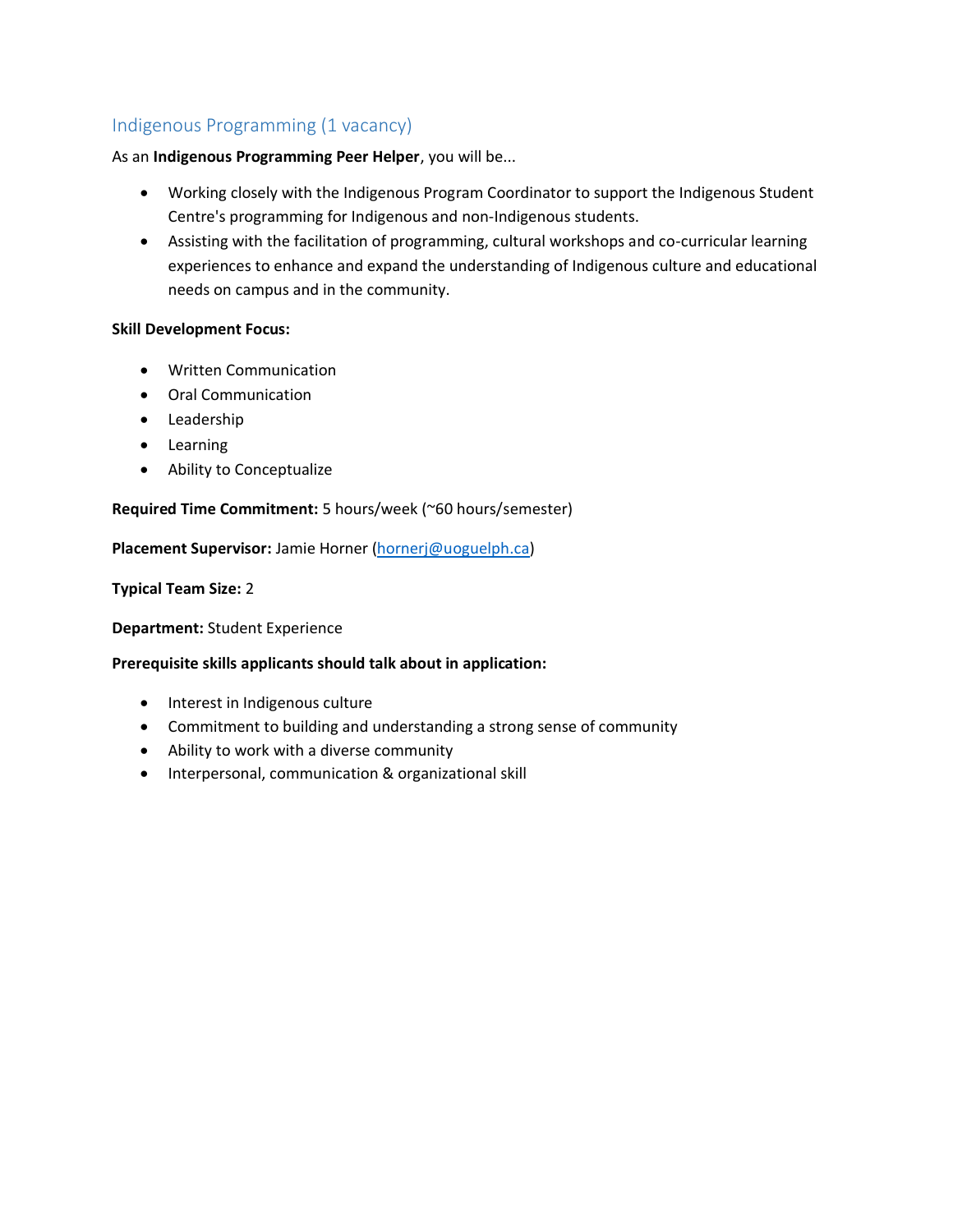## Indigenous Programming (1 vacancy)

As an **Indigenous Programming Peer Helper**, you will be...

- Working closely with the Indigenous Program Coordinator to support the Indigenous Student Centre's programming for Indigenous and non-Indigenous students.
- Assisting with the facilitation of programming, cultural workshops and co-curricular learning experiences to enhance and expand the understanding of Indigenous culture and educational needs on campus and in the community.

**Skill Development Focus:**

- Written Communication
- Oral Communication
- Leadership
- Learning
- Ability to Conceptualize

**Required Time Commitment:** 5 hours/week (~60 hours/semester)

**Placement Supervisor:** Jamie Horner (hornerj@uoguelph.ca)

**Typical Team Size:** 2

**Department:** Student Experience

**Prerequisite skills applicants should talk about in application:**

- Interest in Indigenous culture
- Commitment to building and understanding a strong sense of community
- Ability to work with a diverse community
- Interpersonal, communication & organizational skill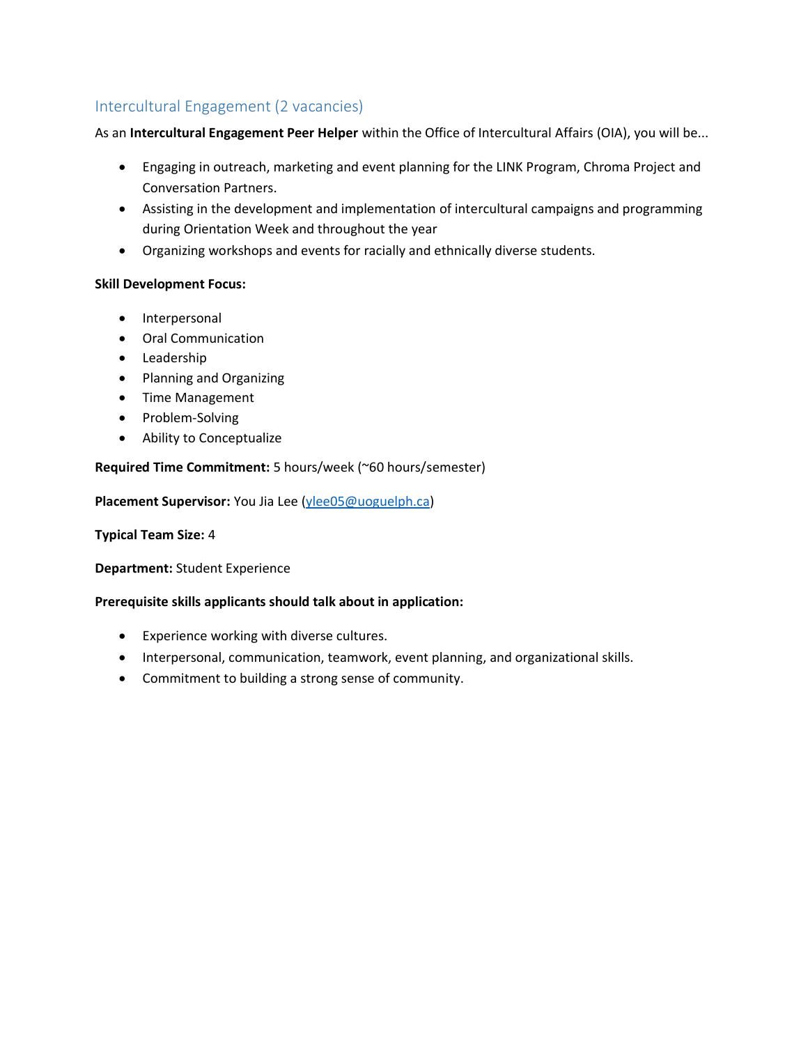## Intercultural Engagement (2 vacancies)

As an **Intercultural Engagement Peer Helper** within the Office of Intercultural Affairs (OIA), you will be...

- Engaging in outreach, marketing and event planning for the LINK Program, Chroma Project and Conversation Partners.
- Assisting in the development and implementation of intercultural campaigns and programming during Orientation Week and throughout the year
- Organizing workshops and events for racially and ethnically diverse students.

**Skill Development Focus:**

- Interpersonal
- Oral Communication
- Leadership
- Planning and Organizing
- Time Management
- Problem-Solving
- Ability to Conceptualize

**Required Time Commitment:** 5 hours/week (~60 hours/semester)

**Placement Supervisor:** You Jia Lee (ylee05@uoguelph.ca)

**Typical Team Size:** 4

**Department:** Student Experience

**Prerequisite skills applicants should talk about in application:**

- Experience working with diverse cultures.
- Interpersonal, communication, teamwork, event planning, and organizational skills.
- Commitment to building a strong sense of community.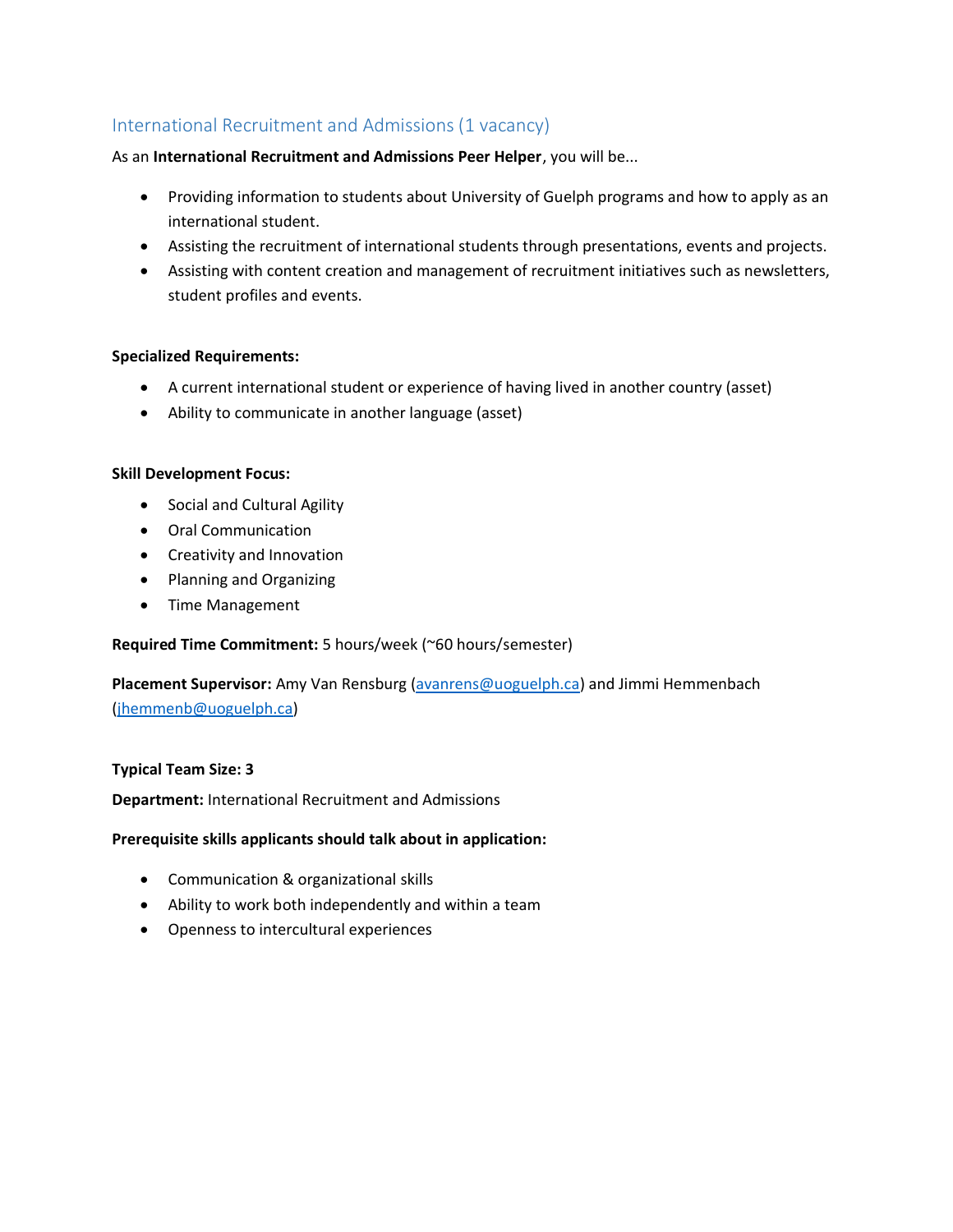## International Recruitment and Admissions (1 vacancy)

As an **International Recruitment and Admissions Peer Helper**, you will be...

- Providing information to students about University of Guelph programs and how to apply as an international student.
- Assisting the recruitment of international students through presentations, events and projects.
- Assisting with content creation and management of recruitment initiatives such as newsletters, student profiles and events.

**Specialized Requirements:**

- A current international student or experience of having lived in another country (asset)
- Ability to communicate in another language (asset)

**Skill Development Focus:**

- Social and Cultural Agility
- Oral Communication
- Creativity and Innovation
- Planning and Organizing
- Time Management

**Required Time Commitment:** 5 hours/week (~60 hours/semester)

**Placement Supervisor:** Amy Van Rensburg (avanrens@uoguelph.ca) and Jimmi Hemmenbach (jhemmenb@uoguelph.ca)

**Typical Team Size: 3**

**Department:** International Recruitment and Admissions

**Prerequisite skills applicants should talk about in application:**

- Communication & organizational skills
- Ability to work both independently and within a team
- Openness to intercultural experiences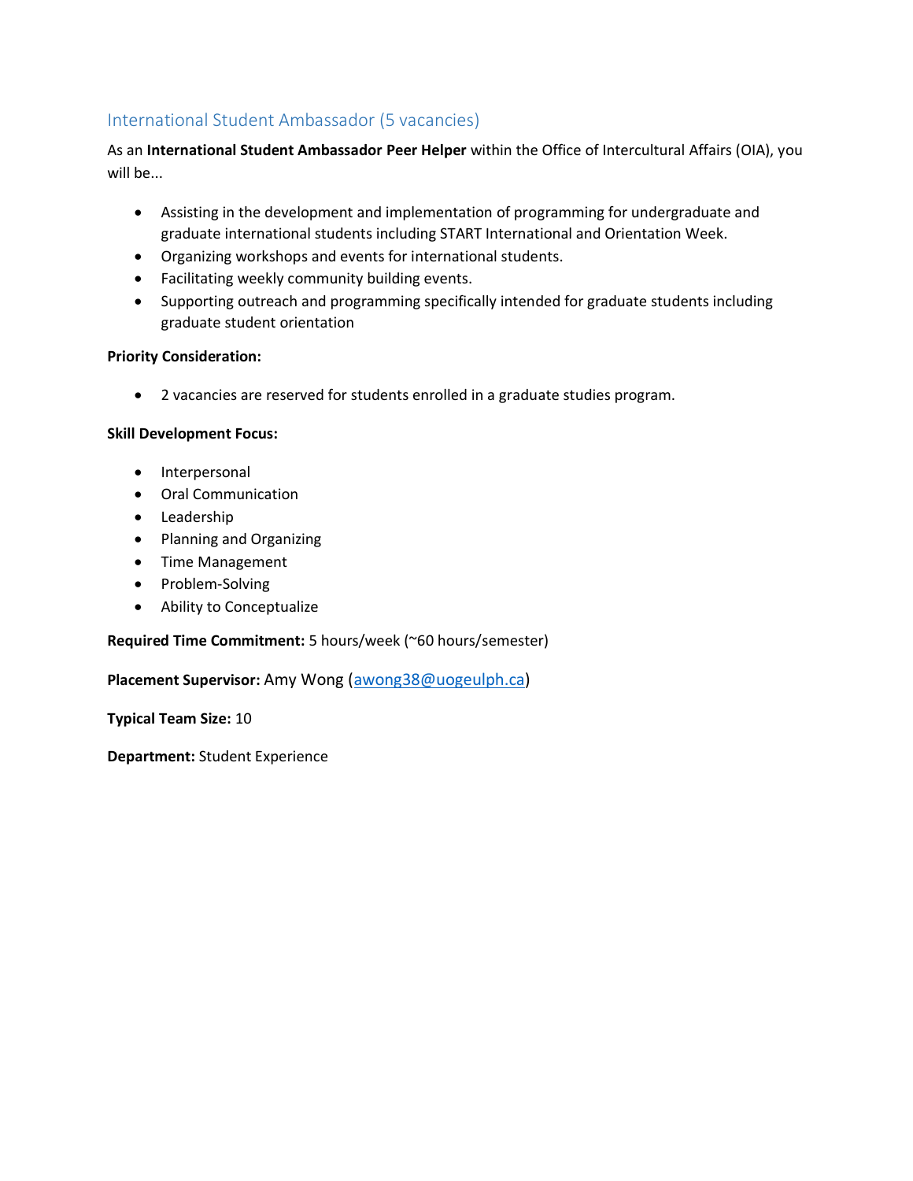## International Student Ambassador (5 vacancies)

As an **International Student Ambassador Peer Helper** within the Office of Intercultural Affairs (OIA), you will be...

- Assisting in the development and implementation of programming for undergraduate and graduate international students including START International and Orientation Week.
- Organizing workshops and events for international students.
- Facilitating weekly community building events.
- Supporting outreach and programming specifically intended for graduate students including graduate student orientation

**Priority Consideration:**

- 2 vacancies are reserved for students enrolled in a graduate studies program.

**Skill Development Focus:**

- Interpersonal
- Oral Communication
- Leadership
- Planning and Organizing
- Time Management
- Problem-Solving
- Ability to Conceptualize

**Required Time Commitment:** 5 hours/week (~60 hours/semester)

**Placement Supervisor:** Amy Wong (awong38@uogeulph.ca)

**Typical Team Size:** 10

**Department:** Student Experience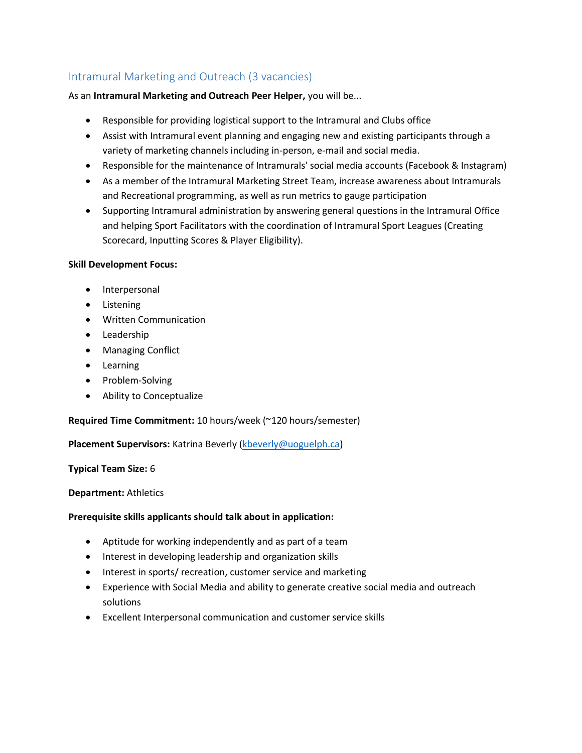## Intramural Marketing and Outreach (3 vacancies)

As an **Intramural Marketing and Outreach Peer Helper,** you will be...

- Responsible for providing logistical support to the Intramural and Clubs office
- Assist with Intramural event planning and engaging new and existing participants through a variety of marketing channels including in-person, e-mail and social media.
- Responsible for the maintenance of Intramurals' social media accounts (Facebook & Instagram)
- As a member of the Intramural Marketing Street Team, increase awareness about Intramurals and Recreational programming, as well as run metrics to gauge participation
- Supporting Intramural administration by answering general questions in the Intramural Office and helping Sport Facilitators with the coordination of Intramural Sport Leagues (Creating Scorecard, Inputting Scores & Player Eligibility).

**Skill Development Focus:**

- Interpersonal
- Listening
- Written Communication
- Leadership
- Managing Conflict
- Learning
- Problem-Solving
- Ability to Conceptualize

**Required Time Commitment:** 10 hours/week (~120 hours/semester)

**Placement Supervisors:** Katrina Beverly (kbeverly@uoguelph.ca)

**Typical Team Size:** 6

**Department:** Athletics

**Prerequisite skills applicants should talk about in application:**

- Aptitude for working independently and as part of a team
- Interest in developing leadership and organization skills
- Interest in sports/ recreation, customer service and marketing
- Experience with Social Media and ability to generate creative social media and outreach solutions
- Excellent Interpersonal communication and customer service skills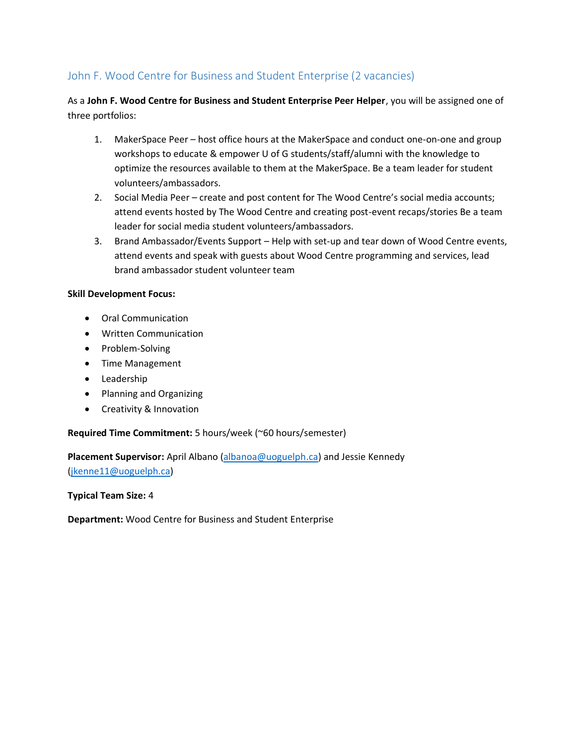## John F. Wood Centre for Business and Student Enterprise (2 vacancies)

As a **John F. Wood Centre for Business and Student Enterprise Peer Helper**, you will be assigned one of three portfolios:

1. MakerSpace Peer – host office hours at the MakerSpace and conduct one-on-one and group workshops to educate & empower U of G students/staff/alumni with the knowledge to optimize the resources available to them at the MakerSpace. Be a team leader for student volunteers/ambassadors.
2. Social Media Peer – create and post content for The Wood Centre's social media accounts; attend events hosted by The Wood Centre and creating post-event recaps/stories Be a team leader for social media student volunteers/ambassadors.
3. Brand Ambassador/Events Support – Help with set-up and tear down of Wood Centre events, attend events and speak with guests about Wood Centre programming and services, lead brand ambassador student volunteer team

**Skill Development Focus:**

- Oral Communication
- Written Communication
- Problem-Solving
- Time Management
- Leadership
- Planning and Organizing
- Creativity & Innovation

**Required Time Commitment:** 5 hours/week (~60 hours/semester)

**Placement Supervisor:** April Albano (albanoa@uoguelph.ca) and Jessie Kennedy (jkenne11@uoguelph.ca)

**Typical Team Size:** 4

**Department:** Wood Centre for Business and Student Enterprise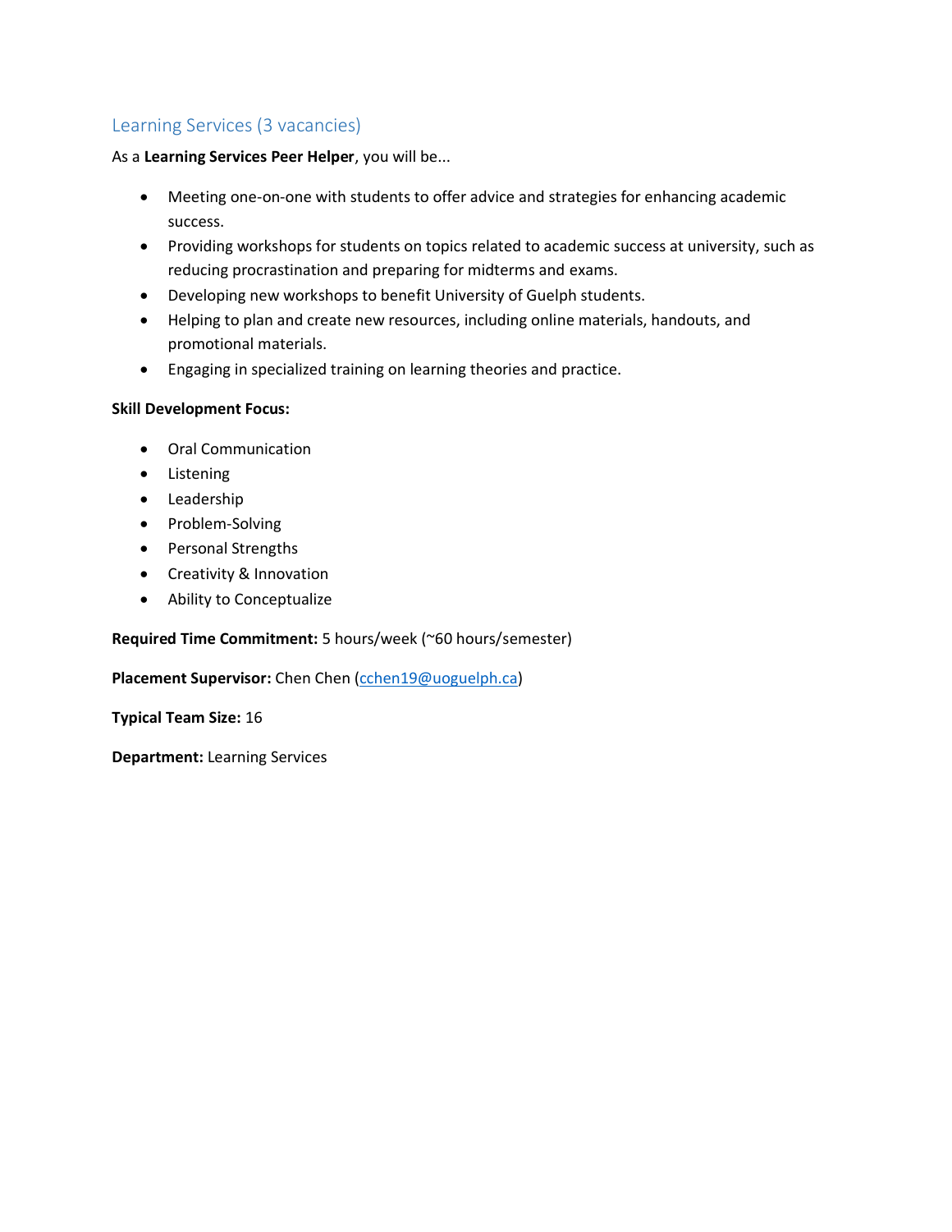## Learning Services (3 vacancies)

As a **Learning Services Peer Helper**, you will be...

- Meeting one-on-one with students to offer advice and strategies for enhancing academic success.
- Providing workshops for students on topics related to academic success at university, such as reducing procrastination and preparing for midterms and exams.
- Developing new workshops to benefit University of Guelph students.
- Helping to plan and create new resources, including online materials, handouts, and promotional materials.
- Engaging in specialized training on learning theories and practice.

**Skill Development Focus:**

- Oral Communication
- Listening
- Leadership
- Problem-Solving
- Personal Strengths
- Creativity & Innovation
- Ability to Conceptualize

**Required Time Commitment:** 5 hours/week (~60 hours/semester)

**Placement Supervisor:** Chen Chen (cchen19@uoguelph.ca)

**Typical Team Size:** 16

**Department:** Learning Services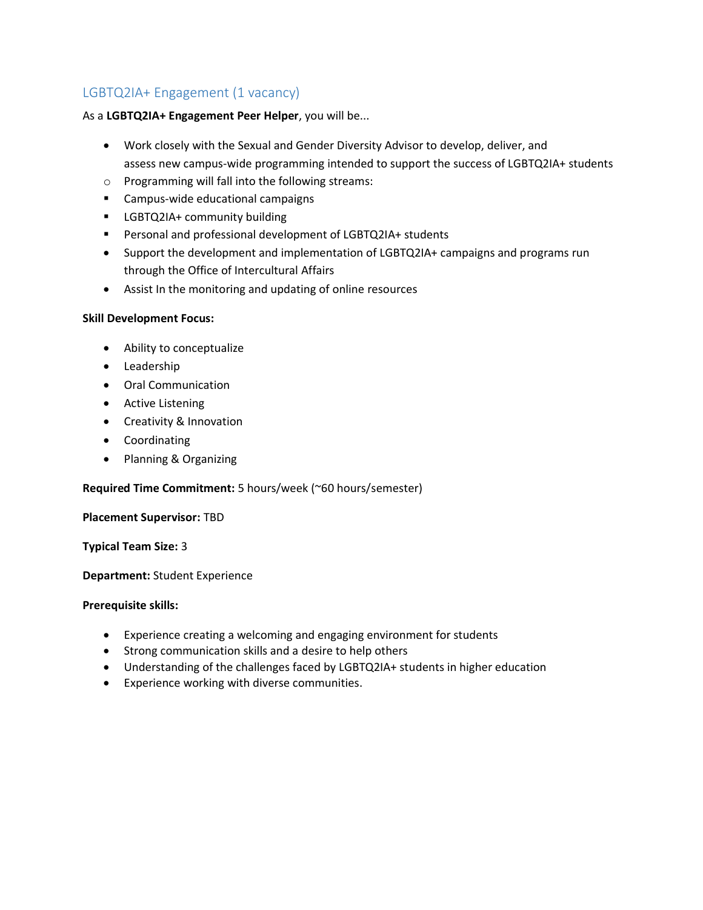## LGBTQ2IA+ Engagement (1 vacancy)

As a **LGBTQ2IA+ Engagement Peer Helper**, you will be...

- Work closely with the Sexual and Gender Diversity Advisor to develop, deliver, and assess new campus-wide programming intended to support the success of LGBTQ2IA+ students
  - Programming will fall into the following streams:
    - Campus-wide educational campaigns
    - LGBTQ2IA+ community building
    - Personal and professional development of LGBTQ2IA+ students
- Support the development and implementation of LGBTQ2IA+ campaigns and programs run through the Office of Intercultural Affairs
- Assist In the monitoring and updating of online resources

**Skill Development Focus:**

- Ability to conceptualize
- Leadership
- Oral Communication
- Active Listening
- Creativity & Innovation
- Coordinating
- Planning & Organizing

**Required Time Commitment:** 5 hours/week (~60 hours/semester)

**Placement Supervisor:** TBD

**Typical Team Size:** 3

**Department:** Student Experience

**Prerequisite skills:**

- Experience creating a welcoming and engaging environment for students
- Strong communication skills and a desire to help others
- Understanding of the challenges faced by LGBTQ2IA+ students in higher education
- Experience working with diverse communities.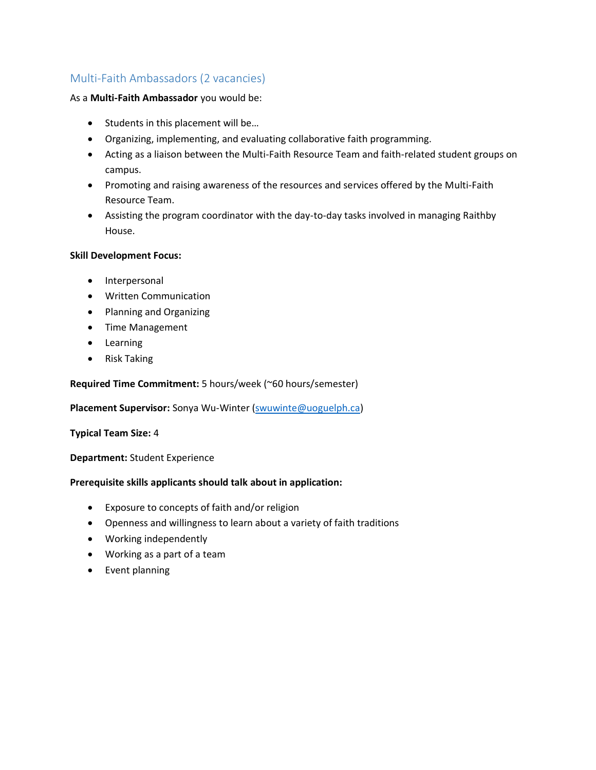## Multi-Faith Ambassadors (2 vacancies)

As a **Multi-Faith Ambassador** you would be:

- Students in this placement will be…
- Organizing, implementing, and evaluating collaborative faith programming.
- Acting as a liaison between the Multi-Faith Resource Team and faith-related student groups on campus.
- Promoting and raising awareness of the resources and services offered by the Multi-Faith Resource Team.
- Assisting the program coordinator with the day-to-day tasks involved in managing Raithby House.

**Skill Development Focus:**

- Interpersonal
- Written Communication
- Planning and Organizing
- Time Management
- Learning
- Risk Taking

**Required Time Commitment:** 5 hours/week (~60 hours/semester)

**Placement Supervisor:** Sonya Wu-Winter (swuwinte@uoguelph.ca)

**Typical Team Size:** 4

**Department:** Student Experience

**Prerequisite skills applicants should talk about in application:**

- Exposure to concepts of faith and/or religion
- Openness and willingness to learn about a variety of faith traditions
- Working independently
- Working as a part of a team
- Event planning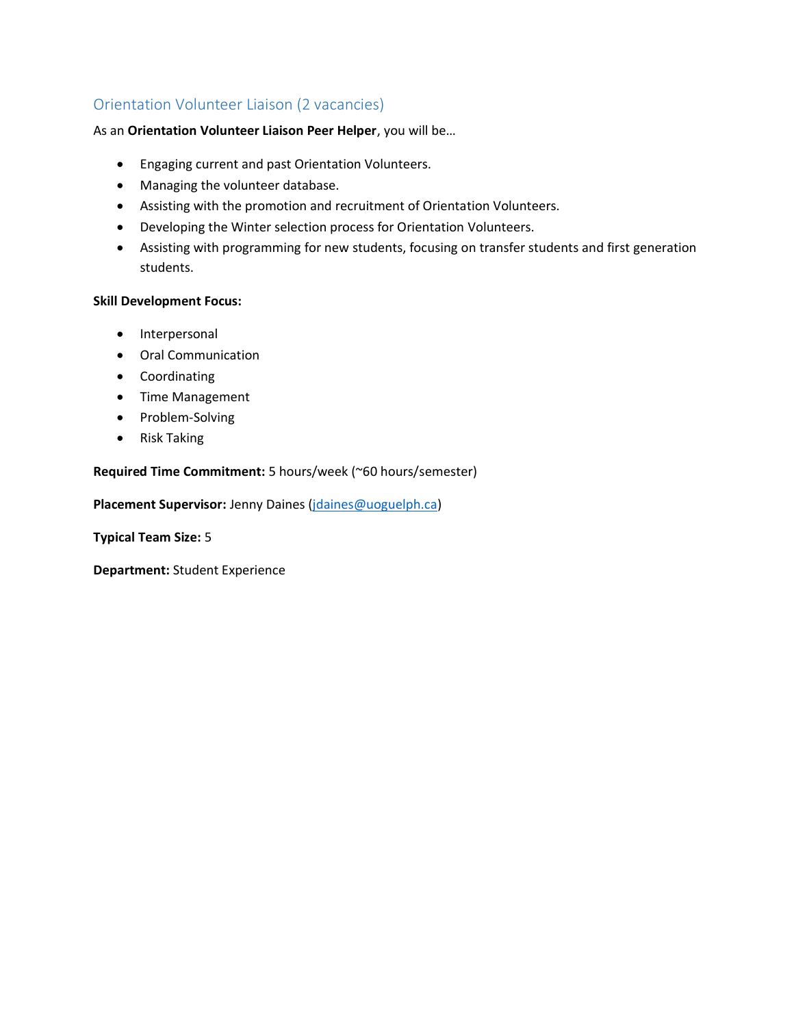## Orientation Volunteer Liaison (2 vacancies)

As an **Orientation Volunteer Liaison Peer Helper**, you will be…

- Engaging current and past Orientation Volunteers.
- Managing the volunteer database.
- Assisting with the promotion and recruitment of Orientation Volunteers.
- Developing the Winter selection process for Orientation Volunteers.
- Assisting with programming for new students, focusing on transfer students and first generation students.

**Skill Development Focus:**

- Interpersonal
- Oral Communication
- Coordinating
- Time Management
- Problem-Solving
- Risk Taking

**Required Time Commitment:** 5 hours/week (~60 hours/semester)

**Placement Supervisor:** Jenny Daines (jdaines@uoguelph.ca)

**Typical Team Size:** 5

**Department:** Student Experience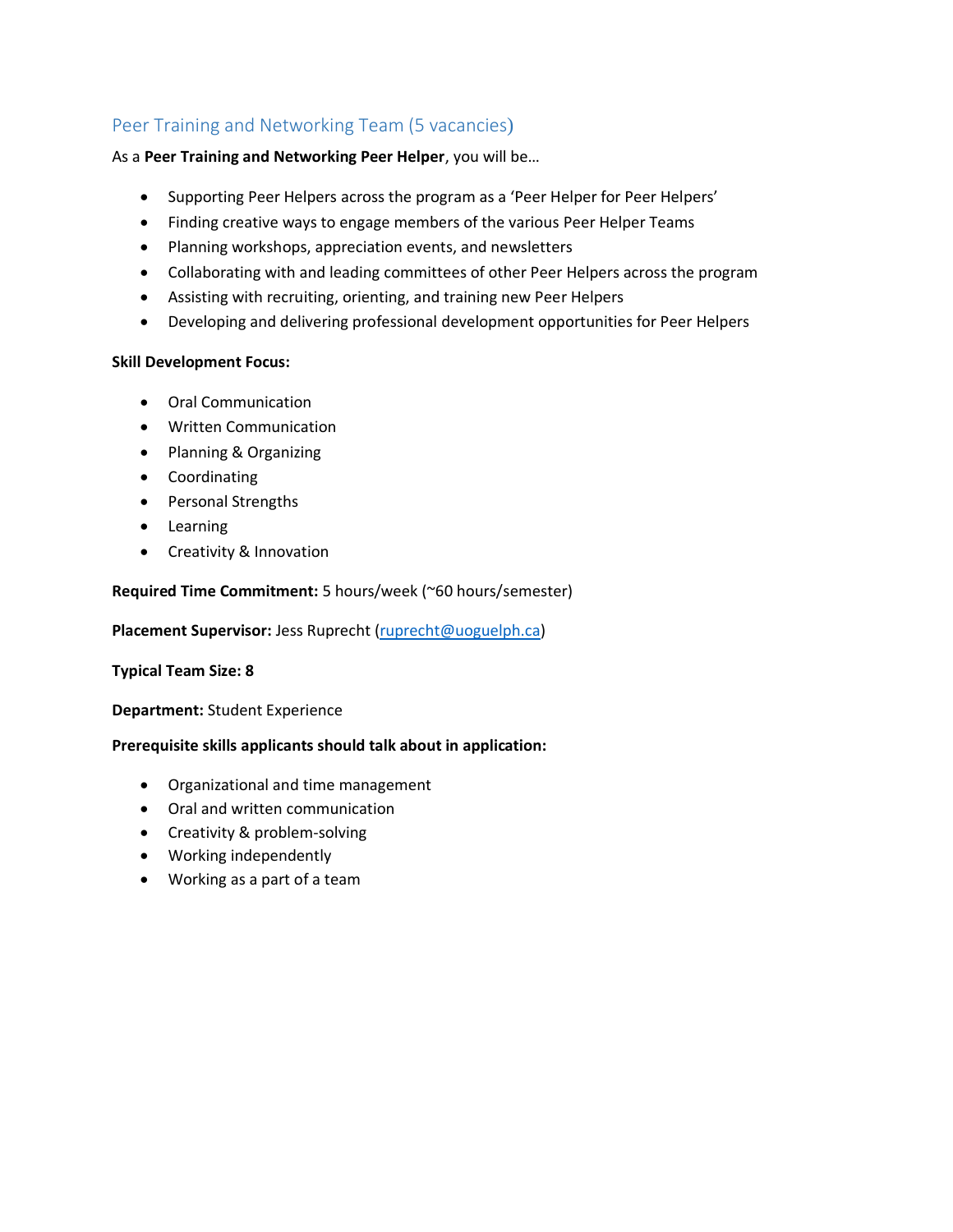## Peer Training and Networking Team (5 vacancies)

As a **Peer Training and Networking Peer Helper**, you will be…

- Supporting Peer Helpers across the program as a 'Peer Helper for Peer Helpers'
- Finding creative ways to engage members of the various Peer Helper Teams
- Planning workshops, appreciation events, and newsletters
- Collaborating with and leading committees of other Peer Helpers across the program
- Assisting with recruiting, orienting, and training new Peer Helpers
- Developing and delivering professional development opportunities for Peer Helpers

**Skill Development Focus:**

- Oral Communication
- Written Communication
- Planning & Organizing
- Coordinating
- Personal Strengths
- Learning
- Creativity & Innovation

**Required Time Commitment:** 5 hours/week (~60 hours/semester)

**Placement Supervisor:** Jess Ruprecht (ruprecht@uoguelph.ca)

**Typical Team Size: 8**

**Department:** Student Experience

**Prerequisite skills applicants should talk about in application:**

- Organizational and time management
- Oral and written communication
- Creativity & problem-solving
- Working independently
- Working as a part of a team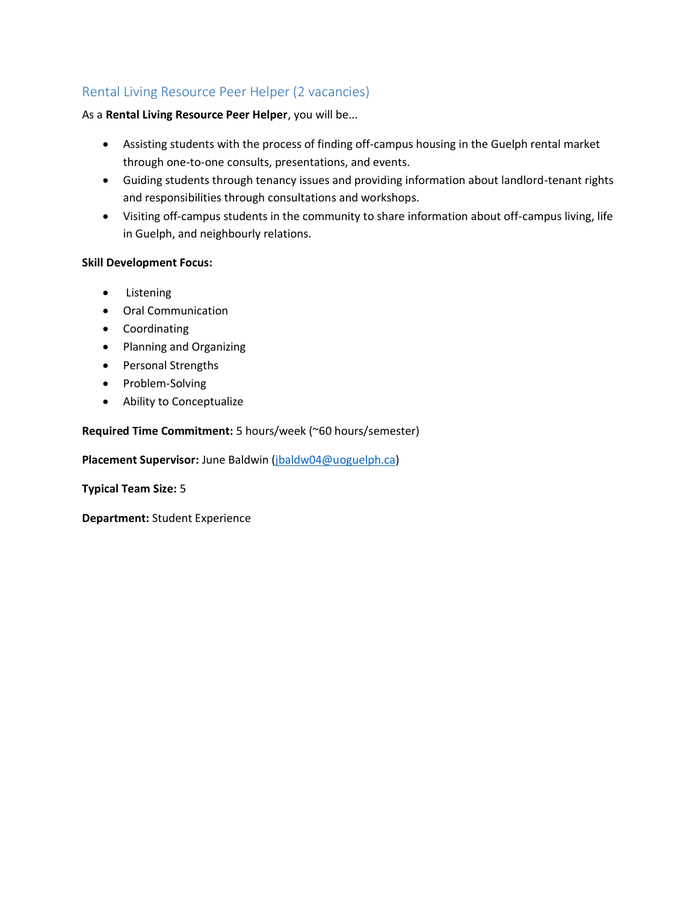## Rental Living Resource Peer Helper (2 vacancies)

As a **Rental Living Resource Peer Helper**, you will be...

- Assisting students with the process of finding off-campus housing in the Guelph rental market through one-to-one consults, presentations, and events.
- Guiding students through tenancy issues and providing information about landlord-tenant rights and responsibilities through consultations and workshops.
- Visiting off-campus students in the community to share information about off-campus living, life in Guelph, and neighbourly relations.

**Skill Development Focus:**

- Listening
- Oral Communication
- Coordinating
- Planning and Organizing
- Personal Strengths
- Problem-Solving
- Ability to Conceptualize

**Required Time Commitment:** 5 hours/week (~60 hours/semester)

**Placement Supervisor:** June Baldwin (jbaldw04@uoguelph.ca)

**Typical Team Size:** 5

**Department:** Student Experience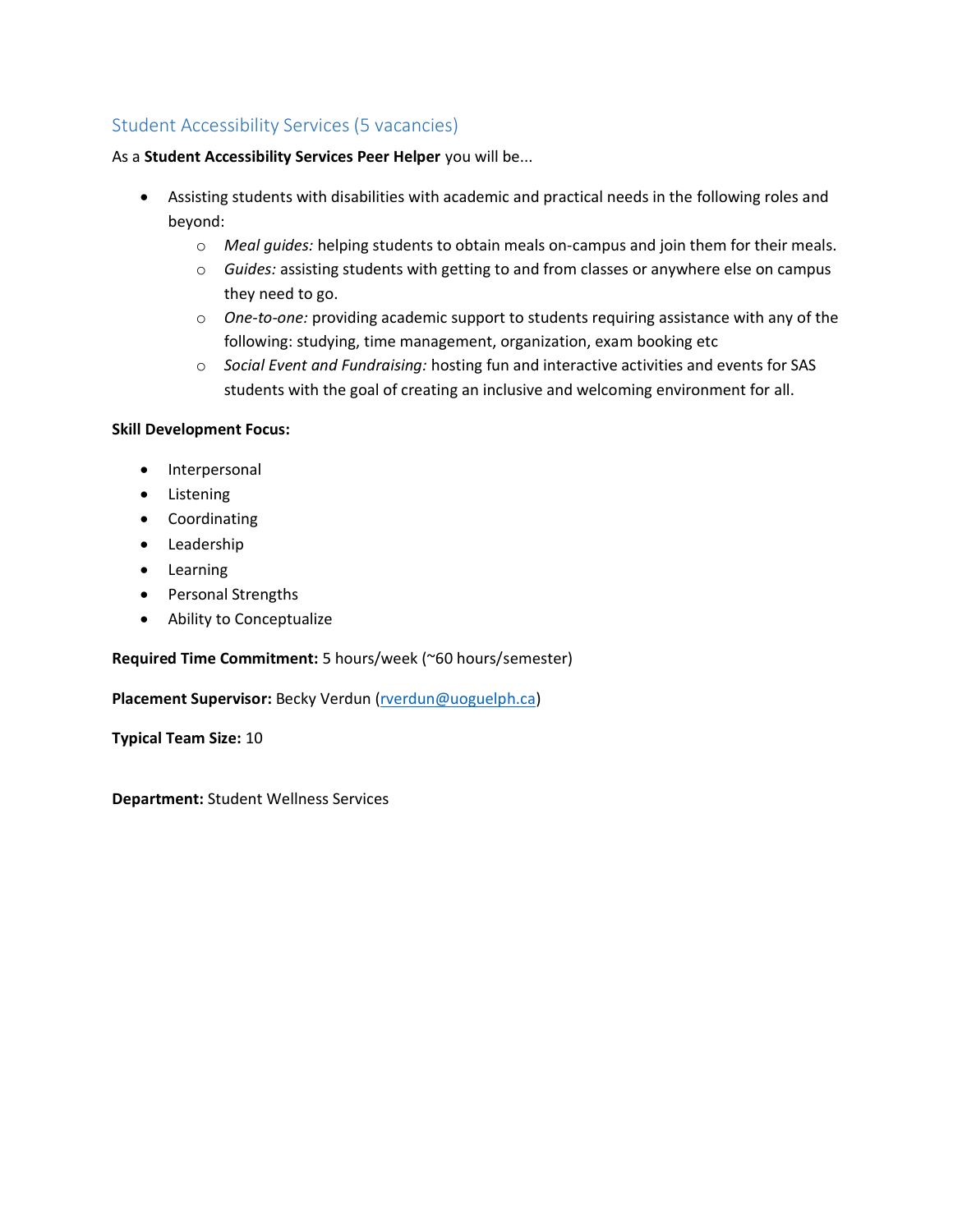## Student Accessibility Services (5 vacancies)

As a **Student Accessibility Services Peer Helper** you will be...

- Assisting students with disabilities with academic and practical needs in the following roles and beyond:
  - *Meal guides:* helping students to obtain meals on-campus and join them for their meals.
  - *Guides:* assisting students with getting to and from classes or anywhere else on campus they need to go.
  - *One-to-one:* providing academic support to students requiring assistance with any of the following: studying, time management, organization, exam booking etc
  - *Social Event and Fundraising:* hosting fun and interactive activities and events for SAS students with the goal of creating an inclusive and welcoming environment for all.

**Skill Development Focus:**

- Interpersonal
- Listening
- Coordinating
- Leadership
- Learning
- Personal Strengths
- Ability to Conceptualize

**Required Time Commitment:** 5 hours/week (~60 hours/semester)

**Placement Supervisor:** Becky Verdun (rverdun@uoguelph.ca)

**Typical Team Size:** 10

**Department:** Student Wellness Services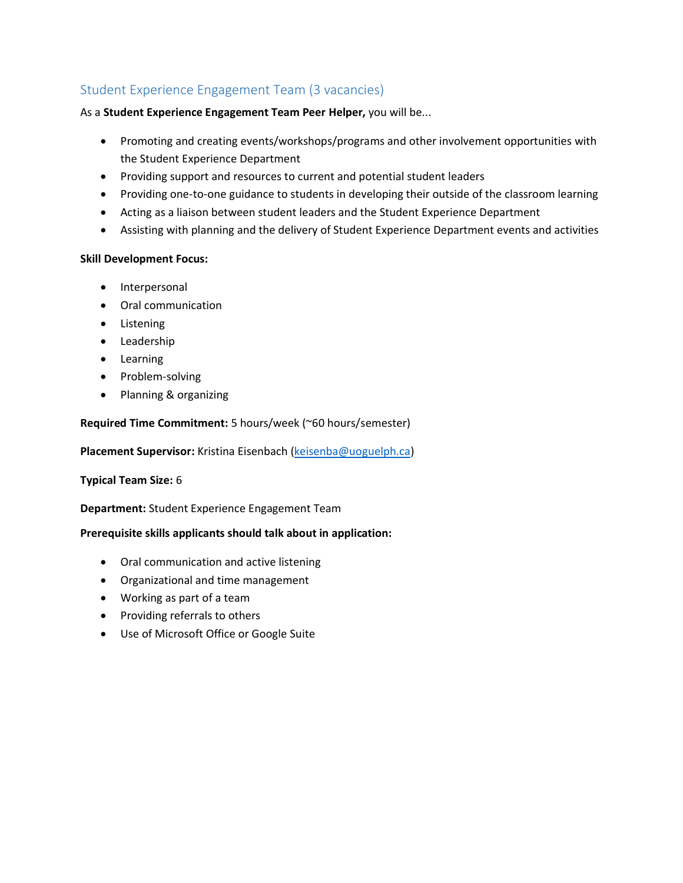## Student Experience Engagement Team (3 vacancies)

As a **Student Experience Engagement Team Peer Helper,** you will be...

- Promoting and creating events/workshops/programs and other involvement opportunities with the Student Experience Department
- Providing support and resources to current and potential student leaders
- Providing one-to-one guidance to students in developing their outside of the classroom learning
- Acting as a liaison between student leaders and the Student Experience Department
- Assisting with planning and the delivery of Student Experience Department events and activities

**Skill Development Focus:**

- Interpersonal
- Oral communication
- Listening
- Leadership
- Learning
- Problem-solving
- Planning & organizing

**Required Time Commitment:** 5 hours/week (~60 hours/semester)

**Placement Supervisor:** Kristina Eisenbach (keisenba@uoguelph.ca)

**Typical Team Size:** 6

**Department:** Student Experience Engagement Team

**Prerequisite skills applicants should talk about in application:**

- Oral communication and active listening
- Organizational and time management
- Working as part of a team
- Providing referrals to others
- Use of Microsoft Office or Google Suite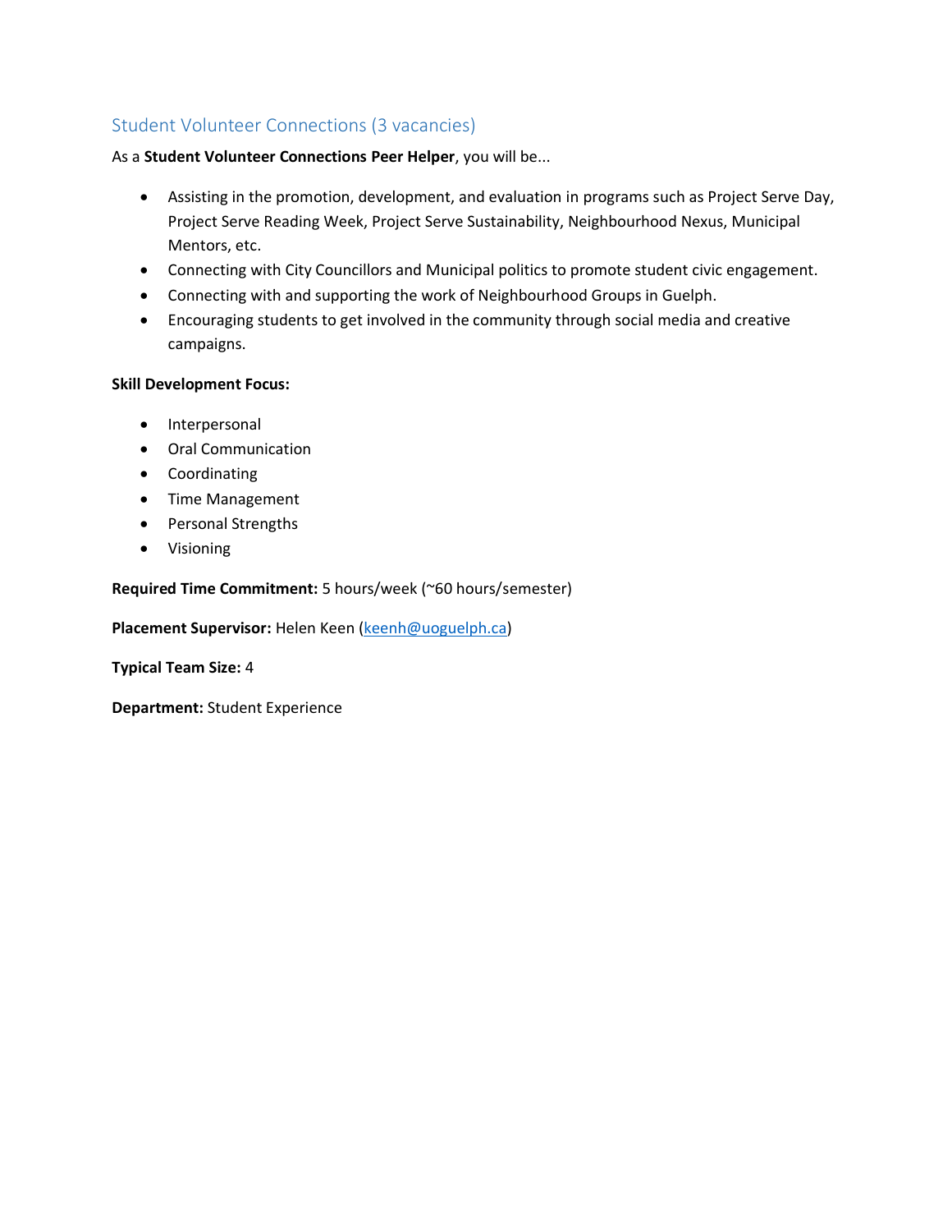## Student Volunteer Connections (3 vacancies)

As a **Student Volunteer Connections Peer Helper**, you will be...

- Assisting in the promotion, development, and evaluation in programs such as Project Serve Day, Project Serve Reading Week, Project Serve Sustainability, Neighbourhood Nexus, Municipal Mentors, etc.
- Connecting with City Councillors and Municipal politics to promote student civic engagement.
- Connecting with and supporting the work of Neighbourhood Groups in Guelph.
- Encouraging students to get involved in the community through social media and creative campaigns.

**Skill Development Focus:**

- Interpersonal
- Oral Communication
- Coordinating
- Time Management
- Personal Strengths
- Visioning

**Required Time Commitment:** 5 hours/week (~60 hours/semester)

**Placement Supervisor:** Helen Keen (keenh@uoguelph.ca)

**Typical Team Size:** 4

**Department:** Student Experience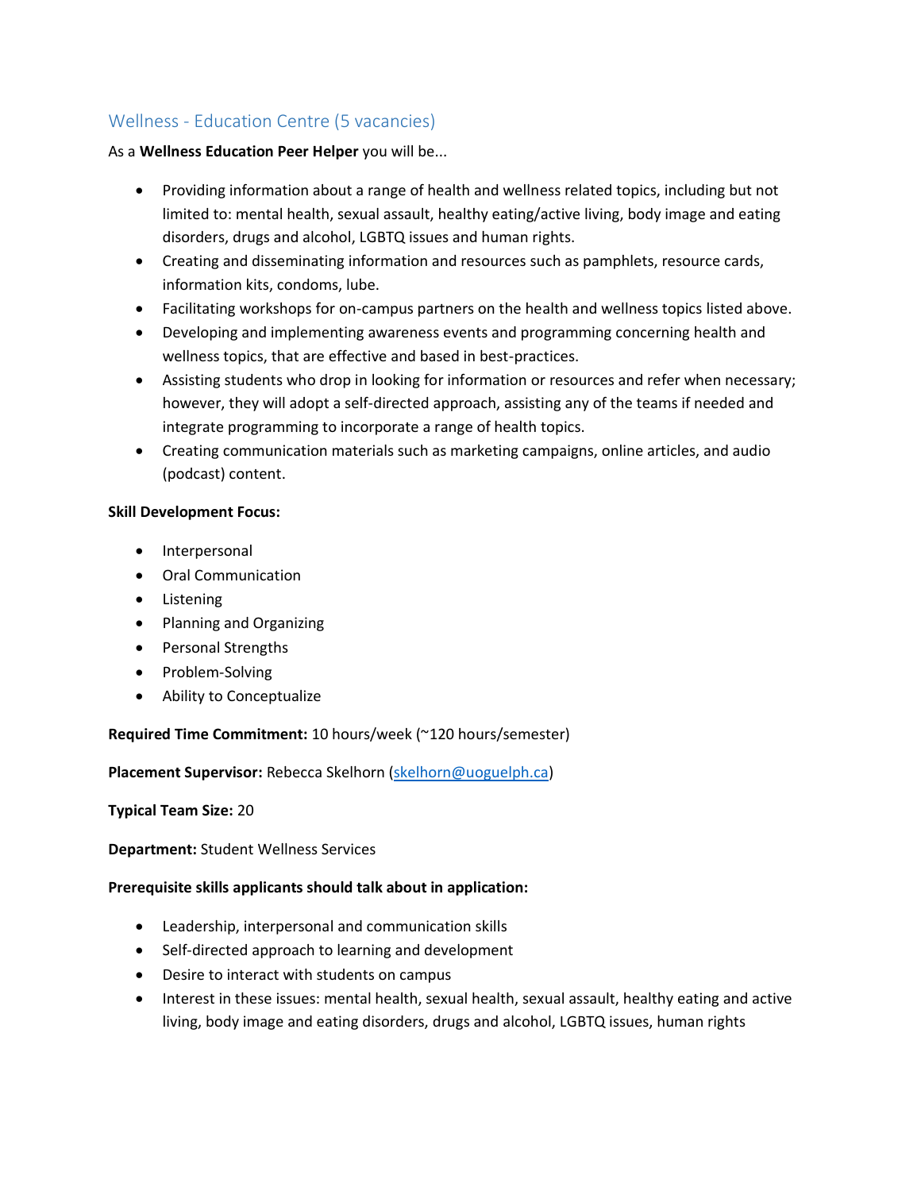## Wellness - Education Centre (5 vacancies)

As a **Wellness Education Peer Helper** you will be...

- Providing information about a range of health and wellness related topics, including but not limited to: mental health, sexual assault, healthy eating/active living, body image and eating disorders, drugs and alcohol, LGBTQ issues and human rights.
- Creating and disseminating information and resources such as pamphlets, resource cards, information kits, condoms, lube.
- Facilitating workshops for on-campus partners on the health and wellness topics listed above.
- Developing and implementing awareness events and programming concerning health and wellness topics, that are effective and based in best-practices.
- Assisting students who drop in looking for information or resources and refer when necessary; however, they will adopt a self-directed approach, assisting any of the teams if needed and integrate programming to incorporate a range of health topics.
- Creating communication materials such as marketing campaigns, online articles, and audio (podcast) content.

**Skill Development Focus:**

- Interpersonal
- Oral Communication
- Listening
- Planning and Organizing
- Personal Strengths
- Problem-Solving
- Ability to Conceptualize

**Required Time Commitment:** 10 hours/week (~120 hours/semester)

**Placement Supervisor:** Rebecca Skelhorn (skelhorn@uoguelph.ca)

**Typical Team Size:** 20

**Department:** Student Wellness Services

**Prerequisite skills applicants should talk about in application:**

- Leadership, interpersonal and communication skills
- Self-directed approach to learning and development
- Desire to interact with students on campus
- Interest in these issues: mental health, sexual health, sexual assault, healthy eating and active living, body image and eating disorders, drugs and alcohol, LGBTQ issues, human rights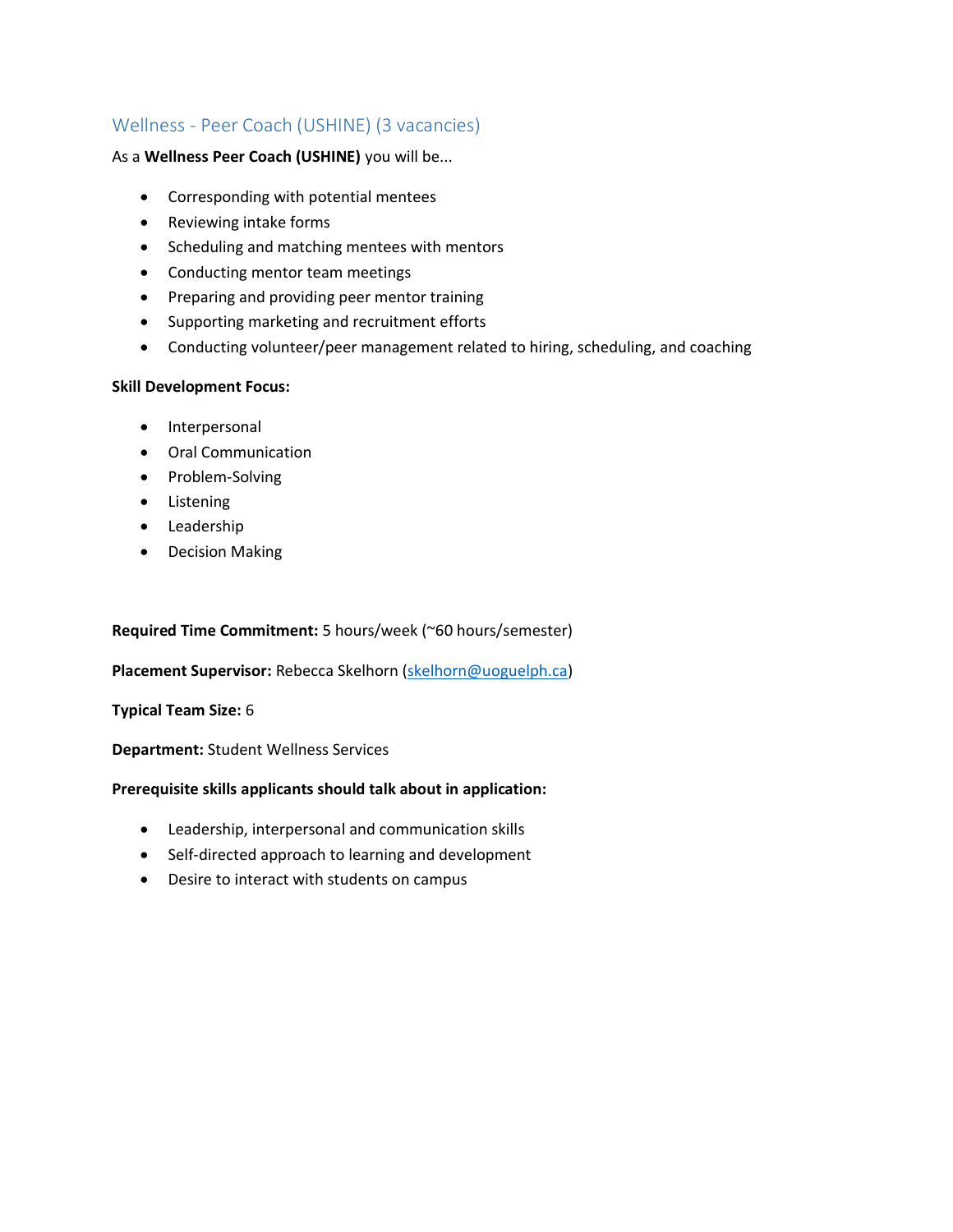## Wellness - Peer Coach (USHINE) (3 vacancies)

As a **Wellness Peer Coach (USHINE)** you will be...

- Corresponding with potential mentees
- Reviewing intake forms
- Scheduling and matching mentees with mentors
- Conducting mentor team meetings
- Preparing and providing peer mentor training
- Supporting marketing and recruitment efforts
- Conducting volunteer/peer management related to hiring, scheduling, and coaching

**Skill Development Focus:**

- Interpersonal
- Oral Communication
- Problem-Solving
- Listening
- Leadership
- Decision Making

**Required Time Commitment:** 5 hours/week (~60 hours/semester)

**Placement Supervisor:** Rebecca Skelhorn (skelhorn@uoguelph.ca)

**Typical Team Size:** 6

**Department:** Student Wellness Services

**Prerequisite skills applicants should talk about in application:**

- Leadership, interpersonal and communication skills
- Self-directed approach to learning and development
- Desire to interact with students on campus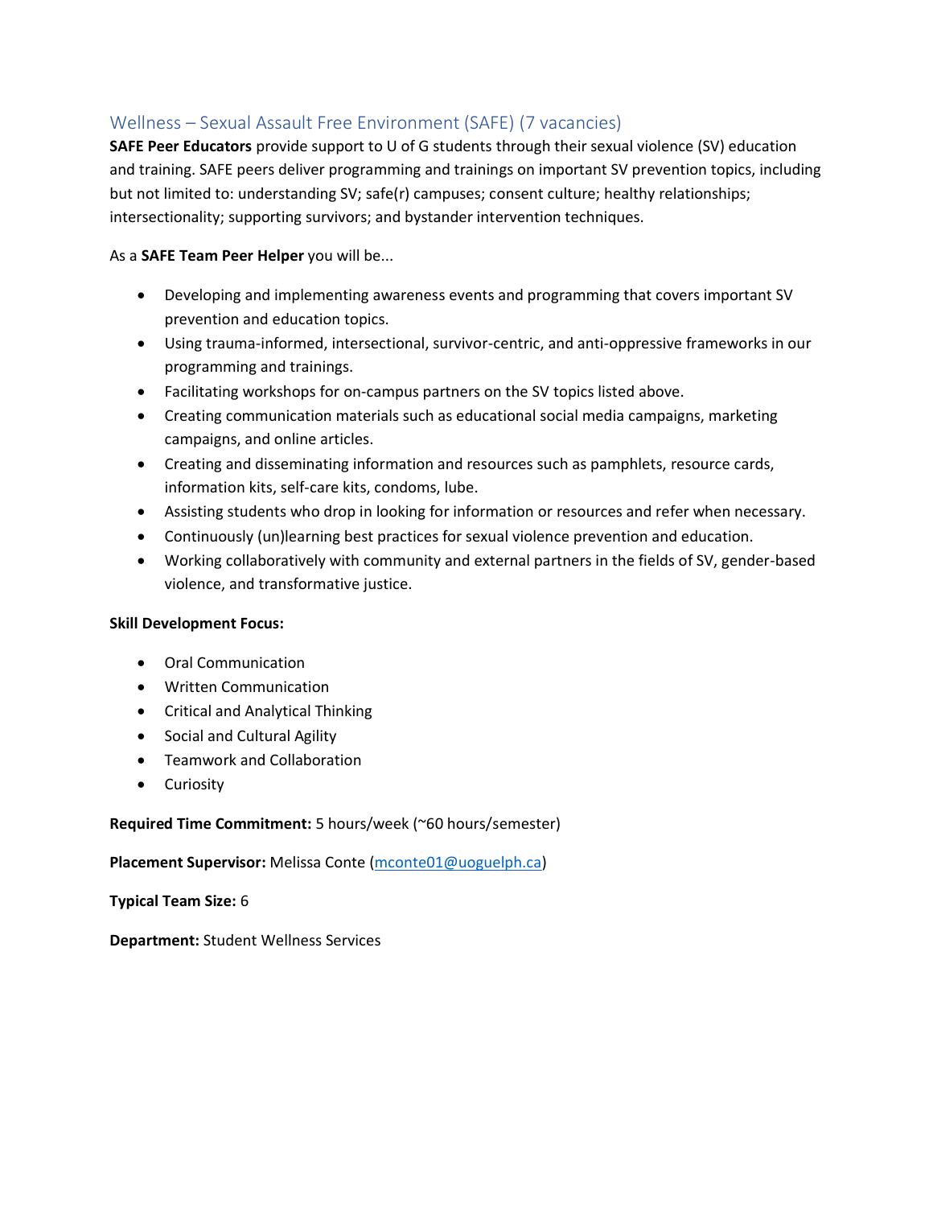## Wellness – Sexual Assault Free Environment (SAFE) (7 vacancies)

**SAFE Peer Educators** provide support to U of G students through their sexual violence (SV) education and training. SAFE peers deliver programming and trainings on important SV prevention topics, including but not limited to: understanding SV; safe(r) campuses; consent culture; healthy relationships; intersectionality; supporting survivors; and bystander intervention techniques.

As a **SAFE Team Peer Helper** you will be...

- Developing and implementing awareness events and programming that covers important SV prevention and education topics.
- Using trauma-informed, intersectional, survivor-centric, and anti-oppressive frameworks in our programming and trainings.
- Facilitating workshops for on-campus partners on the SV topics listed above.
- Creating communication materials such as educational social media campaigns, marketing campaigns, and online articles.
- Creating and disseminating information and resources such as pamphlets, resource cards, information kits, self-care kits, condoms, lube.
- Assisting students who drop in looking for information or resources and refer when necessary.
- Continuously (un)learning best practices for sexual violence prevention and education.
- Working collaboratively with community and external partners in the fields of SV, gender-based violence, and transformative justice.

**Skill Development Focus:**

- Oral Communication
- Written Communication
- Critical and Analytical Thinking
- Social and Cultural Agility
- Teamwork and Collaboration
- Curiosity

**Required Time Commitment:** 5 hours/week (~60 hours/semester)

**Placement Supervisor:** Melissa Conte (mconte01@uoguelph.ca)

**Typical Team Size:** 6

**Department:** Student Wellness Services